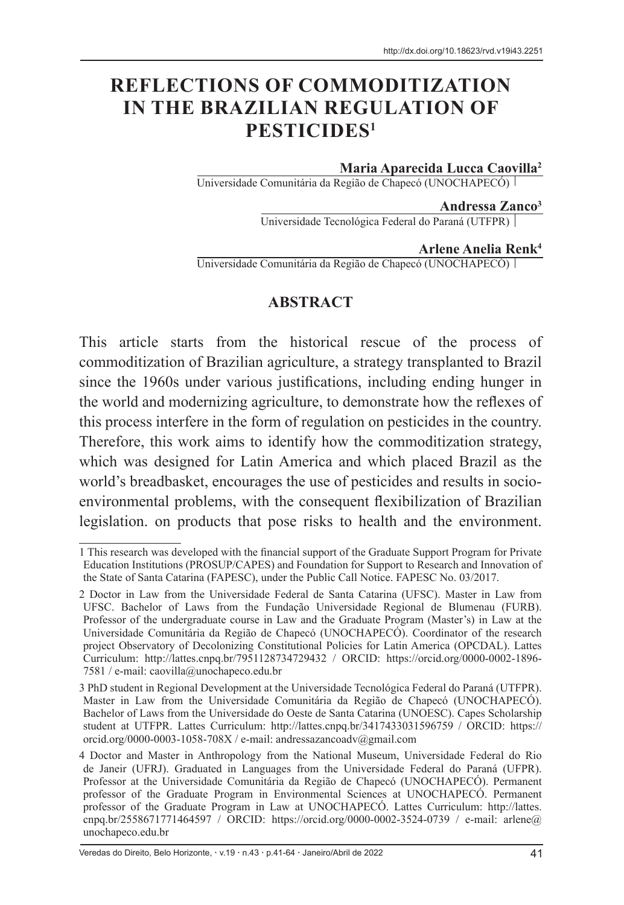http://dx.doi.org/10.18623/rvd.v19i43.2251

# REFLECTIONS OF COMMODITIZATION IN THE BRAZILIAN REGULATION OF PESTICIDES[1]

**Maria Aparecida Lucca Caovilla[2]**
Universidade Comunitária da Região de Chapecó (UNOCHAPECÓ)

**Andressa Zanco[3]**
Universidade Tecnológica Federal do Paraná (UTFPR)

**Arlene Anelia Renk[4]**
Universidade Comunitária da Região de Chapecó (UNOCHAPECÓ)

## ABSTRACT

This article starts from the historical rescue of the process of commoditization of Brazilian agriculture, a strategy transplanted to Brazil since the 1960s under various justifications, including ending hunger in the world and modernizing agriculture, to demonstrate how the reflexes of this process interfere in the form of regulation on pesticides in the country. Therefore, this work aims to identify how the commoditization strategy, which was designed for Latin America and which placed Brazil as the world's breadbasket, encourages the use of pesticides and results in socio-environmental problems, with the consequent flexibilization of Brazilian legislation. on products that pose risks to health and the environment.

---

1 This research was developed with the financial support of the Graduate Support Program for Private Education Institutions (PROSUP/CAPES) and Foundation for Support to Research and Innovation of the State of Santa Catarina (FAPESC), under the Public Call Notice. FAPESC No. 03/2017.

2 Doctor in Law from the Universidade Federal de Santa Catarina (UFSC). Master in Law from UFSC. Bachelor of Laws from the Fundação Universidade Regional de Blumenau (FURB). Professor of the undergraduate course in Law and the Graduate Program (Master's) in Law at the Universidade Comunitária da Região de Chapecó (UNOCHAPECÓ). Coordinator of the research project Observatory of Decolonizing Constitutional Policies for Latin America (OPCDAL). Lattes Curriculum: http://lattes.cnpq.br/7951128734729432 / ORCID: https://orcid.org/0000-0002-1896-7581 / e-mail: caovilla@unochapeco.edu.br

3 PhD student in Regional Development at the Universidade Tecnológica Federal do Paraná (UTFPR). Master in Law from the Universidade Comunitária da Região de Chapecó (UNOCHAPECÓ). Bachelor of Laws from the Universidade do Oeste de Santa Catarina (UNOESC). Capes Scholarship student at UTFPR. Lattes Curriculum: http://lattes.cnpq.br/3417433031596759 / ORCID: https://orcid.org/0000-0003-1058-708X / e-mail: andressazancoadv@gmail.com

4 Doctor and Master in Anthropology from the National Museum, Universidade Federal do Rio de Janeir (UFRJ). Graduated in Languages from the Universidade Federal do Paraná (UFPR). Professor at the Universidade Comunitária da Região de Chapecó (UNOCHAPECÓ). Permanent professor of the Graduate Program in Environmental Sciences at UNOCHAPECÓ. Permanent professor of the Graduate Program in Law at UNOCHAPECÓ. Lattes Curriculum: http://lattes.cnpq.br/2558671771464597 / ORCID: https://orcid.org/0000-0002-3524-0739 / e-mail: arlene@unochapeco.edu.br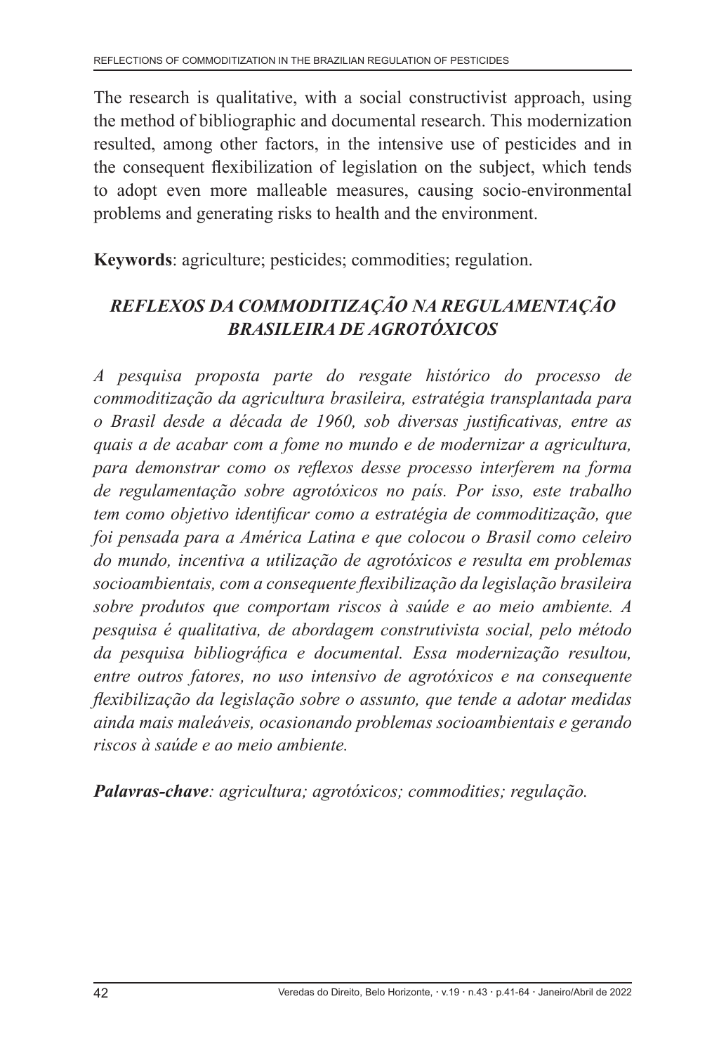The research is qualitative, with a social constructivist approach, using the method of bibliographic and documental research. This modernization resulted, among other factors, in the intensive use of pesticides and in the consequent flexibilization of legislation on the subject, which tends to adopt even more malleable measures, causing socio-environmental problems and generating risks to health and the environment.

**Keywords**: agriculture; pesticides; commodities; regulation.

## *REFLEXOS DA COMMODITIZAÇÃO NA REGULAMENTAÇÃO BRASILEIRA DE AGROTÓXICOS*

*A pesquisa proposta parte do resgate histórico do processo de commoditização da agricultura brasileira, estratégia transplantada para o Brasil desde a década de 1960, sob diversas justificativas, entre as quais a de acabar com a fome no mundo e de modernizar a agricultura, para demonstrar como os reflexos desse processo interferem na forma de regulamentação sobre agrotóxicos no país. Por isso, este trabalho tem como objetivo identificar como a estratégia de commoditização, que foi pensada para a América Latina e que colocou o Brasil como celeiro do mundo, incentiva a utilização de agrotóxicos e resulta em problemas socioambientais, com a consequente flexibilização da legislação brasileira sobre produtos que comportam riscos à saúde e ao meio ambiente. A pesquisa é qualitativa, de abordagem construtivista social, pelo método da pesquisa bibliográfica e documental. Essa modernização resultou, entre outros fatores, no uso intensivo de agrotóxicos e na consequente flexibilização da legislação sobre o assunto, que tende a adotar medidas ainda mais maleáveis, ocasionando problemas socioambientais e gerando riscos à saúde e ao meio ambiente.*

***Palavras-chave****: agricultura; agrotóxicos; commodities; regulação.*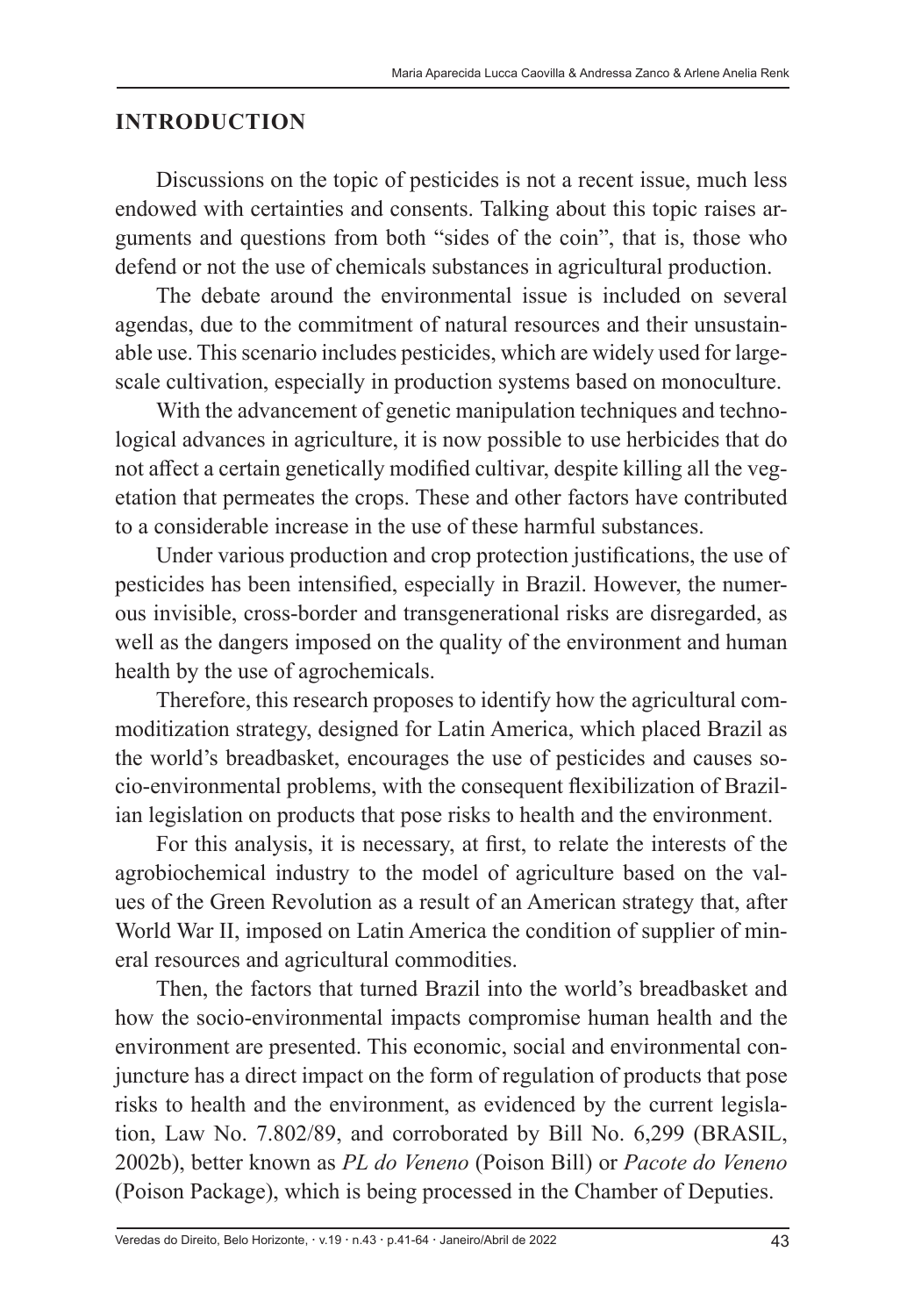## INTRODUCTION

Discussions on the topic of pesticides is not a recent issue, much less endowed with certainties and consents. Talking about this topic raises arguments and questions from both "sides of the coin", that is, those who defend or not the use of chemicals substances in agricultural production.

The debate around the environmental issue is included on several agendas, due to the commitment of natural resources and their unsustainable use. This scenario includes pesticides, which are widely used for large-scale cultivation, especially in production systems based on monoculture.

With the advancement of genetic manipulation techniques and technological advances in agriculture, it is now possible to use herbicides that do not affect a certain genetically modified cultivar, despite killing all the vegetation that permeates the crops. These and other factors have contributed to a considerable increase in the use of these harmful substances.

Under various production and crop protection justifications, the use of pesticides has been intensified, especially in Brazil. However, the numerous invisible, cross-border and transgenerational risks are disregarded, as well as the dangers imposed on the quality of the environment and human health by the use of agrochemicals.

Therefore, this research proposes to identify how the agricultural commoditization strategy, designed for Latin America, which placed Brazil as the world's breadbasket, encourages the use of pesticides and causes socio-environmental problems, with the consequent flexibilization of Brazilian legislation on products that pose risks to health and the environment.

For this analysis, it is necessary, at first, to relate the interests of the agrobiochemical industry to the model of agriculture based on the values of the Green Revolution as a result of an American strategy that, after World War II, imposed on Latin America the condition of supplier of mineral resources and agricultural commodities.

Then, the factors that turned Brazil into the world's breadbasket and how the socio-environmental impacts compromise human health and the environment are presented. This economic, social and environmental conjuncture has a direct impact on the form of regulation of products that pose risks to health and the environment, as evidenced by the current legislation, Law No. 7.802/89, and corroborated by Bill No. 6,299 (BRASIL, 2002b), better known as *PL do Veneno* (Poison Bill) or *Pacote do Veneno* (Poison Package), which is being processed in the Chamber of Deputies.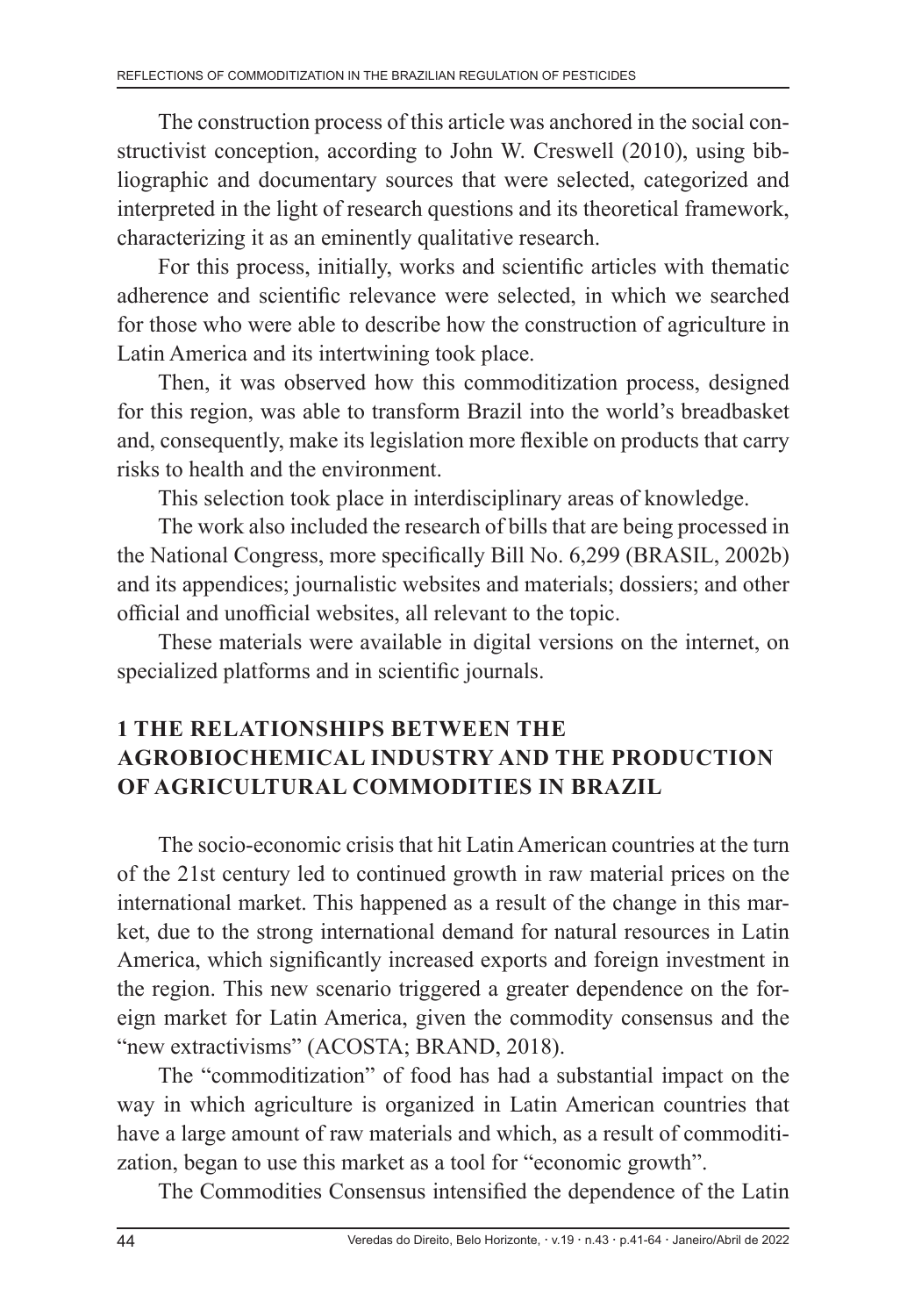The construction process of this article was anchored in the social constructivist conception, according to John W. Creswell (2010), using bibliographic and documentary sources that were selected, categorized and interpreted in the light of research questions and its theoretical framework, characterizing it as an eminently qualitative research.

For this process, initially, works and scientific articles with thematic adherence and scientific relevance were selected, in which we searched for those who were able to describe how the construction of agriculture in Latin America and its intertwining took place.

Then, it was observed how this commoditization process, designed for this region, was able to transform Brazil into the world's breadbasket and, consequently, make its legislation more flexible on products that carry risks to health and the environment.

This selection took place in interdisciplinary areas of knowledge.

The work also included the research of bills that are being processed in the National Congress, more specifically Bill No. 6,299 (BRASIL, 2002b) and its appendices; journalistic websites and materials; dossiers; and other official and unofficial websites, all relevant to the topic.

These materials were available in digital versions on the internet, on specialized platforms and in scientific journals.

## 1 THE RELATIONSHIPS BETWEEN THE AGROBIOCHEMICAL INDUSTRY AND THE PRODUCTION OF AGRICULTURAL COMMODITIES IN BRAZIL

The socio-economic crisis that hit Latin American countries at the turn of the 21st century led to continued growth in raw material prices on the international market. This happened as a result of the change in this market, due to the strong international demand for natural resources in Latin America, which significantly increased exports and foreign investment in the region. This new scenario triggered a greater dependence on the foreign market for Latin America, given the commodity consensus and the "new extractivisms" (ACOSTA; BRAND, 2018).

The "commoditization" of food has had a substantial impact on the way in which agriculture is organized in Latin American countries that have a large amount of raw materials and which, as a result of commoditization, began to use this market as a tool for "economic growth".

The Commodities Consensus intensified the dependence of the Latin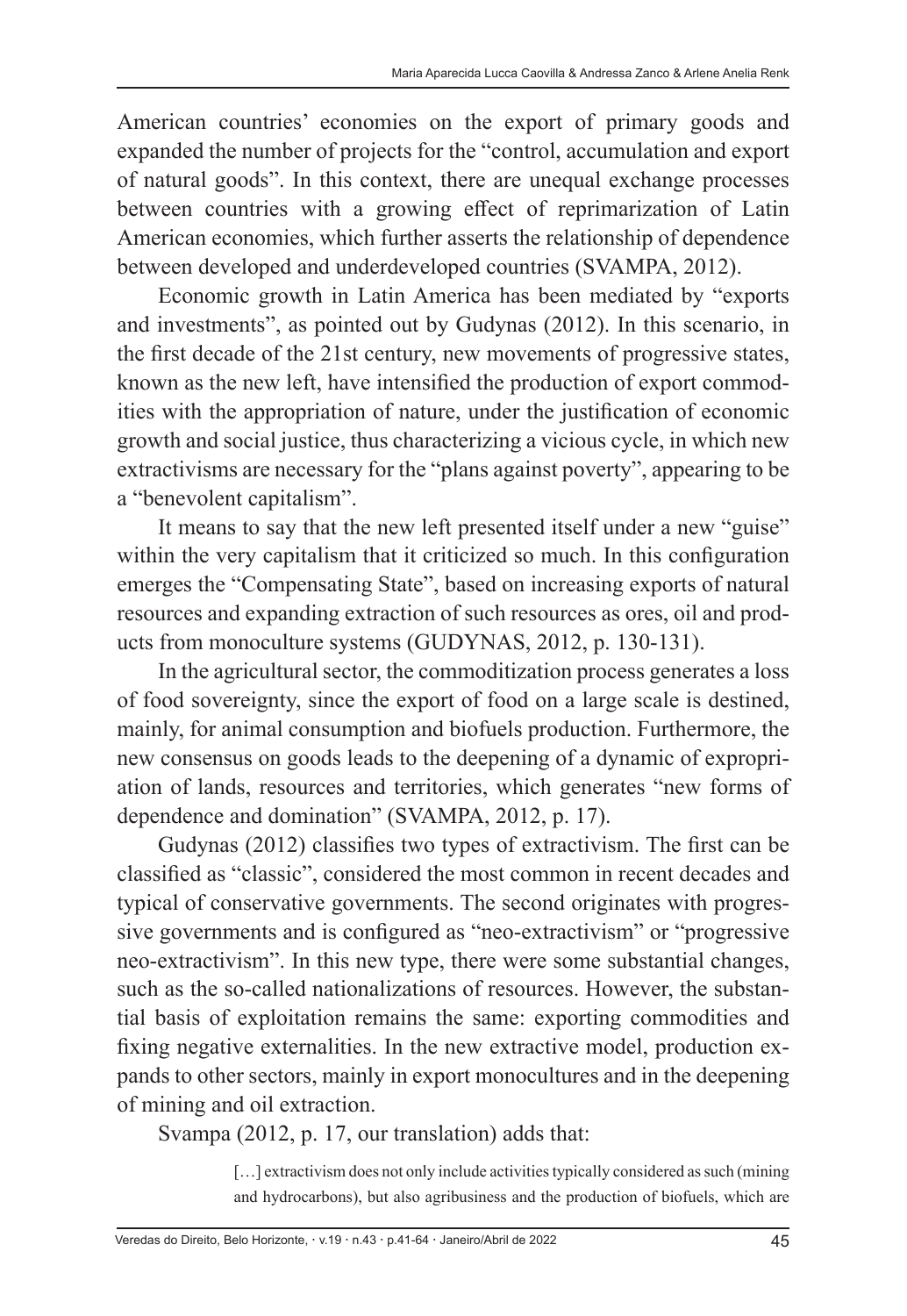American countries' economies on the export of primary goods and expanded the number of projects for the "control, accumulation and export of natural goods". In this context, there are unequal exchange processes between countries with a growing effect of reprimarization of Latin American economies, which further asserts the relationship of dependence between developed and underdeveloped countries (SVAMPA, 2012).

Economic growth in Latin America has been mediated by "exports and investments", as pointed out by Gudynas (2012). In this scenario, in the first decade of the 21st century, new movements of progressive states, known as the new left, have intensified the production of export commodities with the appropriation of nature, under the justification of economic growth and social justice, thus characterizing a vicious cycle, in which new extractivisms are necessary for the "plans against poverty", appearing to be a "benevolent capitalism".

It means to say that the new left presented itself under a new "guise" within the very capitalism that it criticized so much. In this configuration emerges the "Compensating State", based on increasing exports of natural resources and expanding extraction of such resources as ores, oil and products from monoculture systems (GUDYNAS, 2012, p. 130-131).

In the agricultural sector, the commoditization process generates a loss of food sovereignty, since the export of food on a large scale is destined, mainly, for animal consumption and biofuels production. Furthermore, the new consensus on goods leads to the deepening of a dynamic of expropriation of lands, resources and territories, which generates "new forms of dependence and domination" (SVAMPA, 2012, p. 17).

Gudynas (2012) classifies two types of extractivism. The first can be classified as "classic", considered the most common in recent decades and typical of conservative governments. The second originates with progressive governments and is configured as "neo-extractivism" or "progressive neo-extractivism". In this new type, there were some substantial changes, such as the so-called nationalizations of resources. However, the substantial basis of exploitation remains the same: exporting commodities and fixing negative externalities. In the new extractive model, production expands to other sectors, mainly in export monocultures and in the deepening of mining and oil extraction.

Svampa (2012, p. 17, our translation) adds that:

> […] extractivism does not only include activities typically considered as such (mining and hydrocarbons), but also agribusiness and the production of biofuels, which are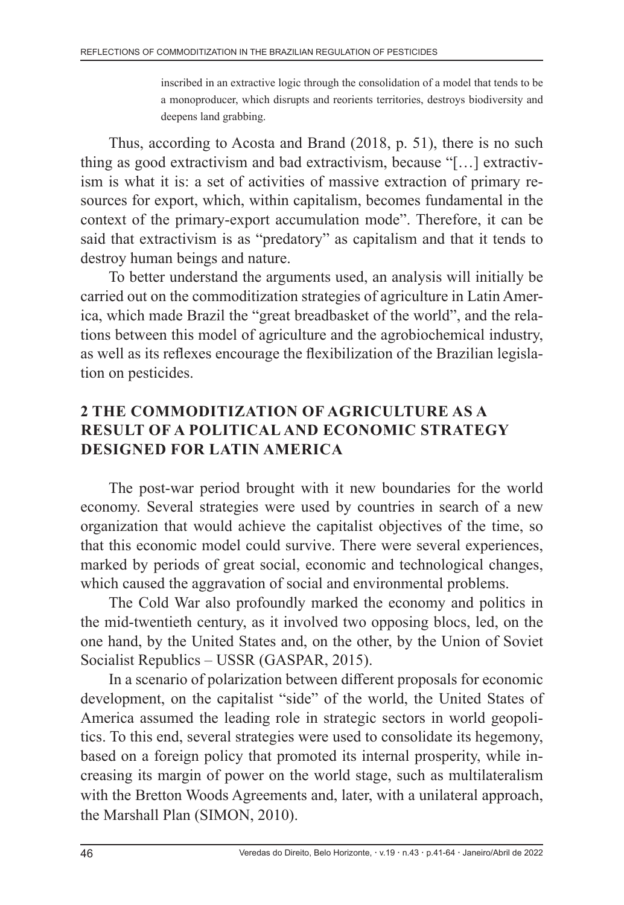> inscribed in an extractive logic through the consolidation of a model that tends to be a monoproducer, which disrupts and reorients territories, destroys biodiversity and deepens land grabbing.

Thus, according to Acosta and Brand (2018, p. 51), there is no such thing as good extractivism and bad extractivism, because "[…] extractivism is what it is: a set of activities of massive extraction of primary resources for export, which, within capitalism, becomes fundamental in the context of the primary-export accumulation mode". Therefore, it can be said that extractivism is as "predatory" as capitalism and that it tends to destroy human beings and nature.

To better understand the arguments used, an analysis will initially be carried out on the commoditization strategies of agriculture in Latin America, which made Brazil the "great breadbasket of the world", and the relations between this model of agriculture and the agrobiochemical industry, as well as its reflexes encourage the flexibilization of the Brazilian legislation on pesticides.

## 2 THE COMMODITIZATION OF AGRICULTURE AS A RESULT OF A POLITICAL AND ECONOMIC STRATEGY DESIGNED FOR LATIN AMERICA

The post-war period brought with it new boundaries for the world economy. Several strategies were used by countries in search of a new organization that would achieve the capitalist objectives of the time, so that this economic model could survive. There were several experiences, marked by periods of great social, economic and technological changes, which caused the aggravation of social and environmental problems.

The Cold War also profoundly marked the economy and politics in the mid-twentieth century, as it involved two opposing blocs, led, on the one hand, by the United States and, on the other, by the Union of Soviet Socialist Republics – USSR (GASPAR, 2015).

In a scenario of polarization between different proposals for economic development, on the capitalist "side" of the world, the United States of America assumed the leading role in strategic sectors in world geopolitics. To this end, several strategies were used to consolidate its hegemony, based on a foreign policy that promoted its internal prosperity, while increasing its margin of power on the world stage, such as multilateralism with the Bretton Woods Agreements and, later, with a unilateral approach, the Marshall Plan (SIMON, 2010).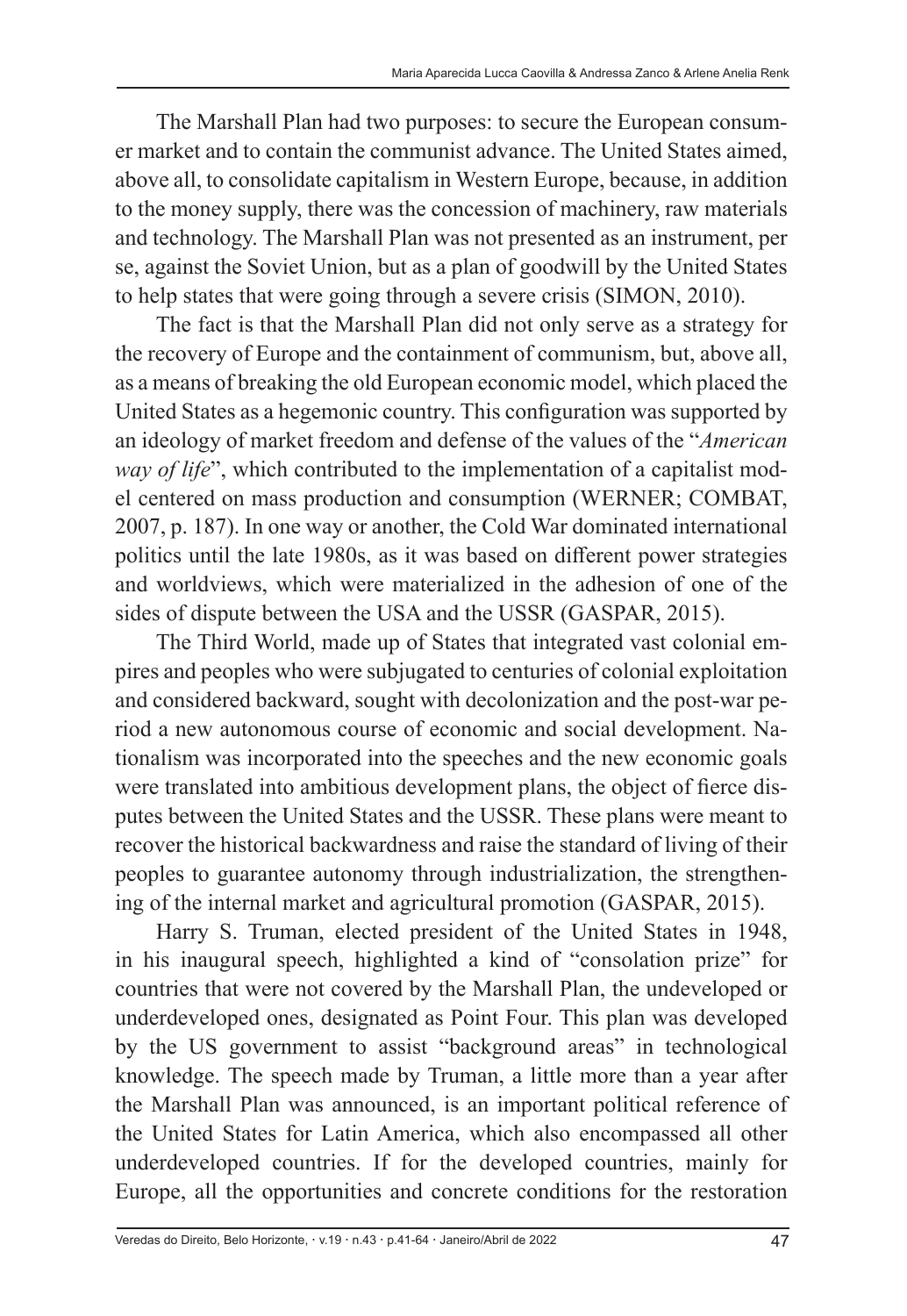The Marshall Plan had two purposes: to secure the European consumer market and to contain the communist advance. The United States aimed, above all, to consolidate capitalism in Western Europe, because, in addition to the money supply, there was the concession of machinery, raw materials and technology. The Marshall Plan was not presented as an instrument, per se, against the Soviet Union, but as a plan of goodwill by the United States to help states that were going through a severe crisis (SIMON, 2010).

The fact is that the Marshall Plan did not only serve as a strategy for the recovery of Europe and the containment of communism, but, above all, as a means of breaking the old European economic model, which placed the United States as a hegemonic country. This configuration was supported by an ideology of market freedom and defense of the values of the "*American way of life*", which contributed to the implementation of a capitalist model centered on mass production and consumption (WERNER; COMBAT, 2007, p. 187). In one way or another, the Cold War dominated international politics until the late 1980s, as it was based on different power strategies and worldviews, which were materialized in the adhesion of one of the sides of dispute between the USA and the USSR (GASPAR, 2015).

The Third World, made up of States that integrated vast colonial empires and peoples who were subjugated to centuries of colonial exploitation and considered backward, sought with decolonization and the post-war period a new autonomous course of economic and social development. Nationalism was incorporated into the speeches and the new economic goals were translated into ambitious development plans, the object of fierce disputes between the United States and the USSR. These plans were meant to recover the historical backwardness and raise the standard of living of their peoples to guarantee autonomy through industrialization, the strengthening of the internal market and agricultural promotion (GASPAR, 2015).

Harry S. Truman, elected president of the United States in 1948, in his inaugural speech, highlighted a kind of "consolation prize" for countries that were not covered by the Marshall Plan, the undeveloped or underdeveloped ones, designated as Point Four. This plan was developed by the US government to assist "background areas" in technological knowledge. The speech made by Truman, a little more than a year after the Marshall Plan was announced, is an important political reference of the United States for Latin America, which also encompassed all other underdeveloped countries. If for the developed countries, mainly for Europe, all the opportunities and concrete conditions for the restoration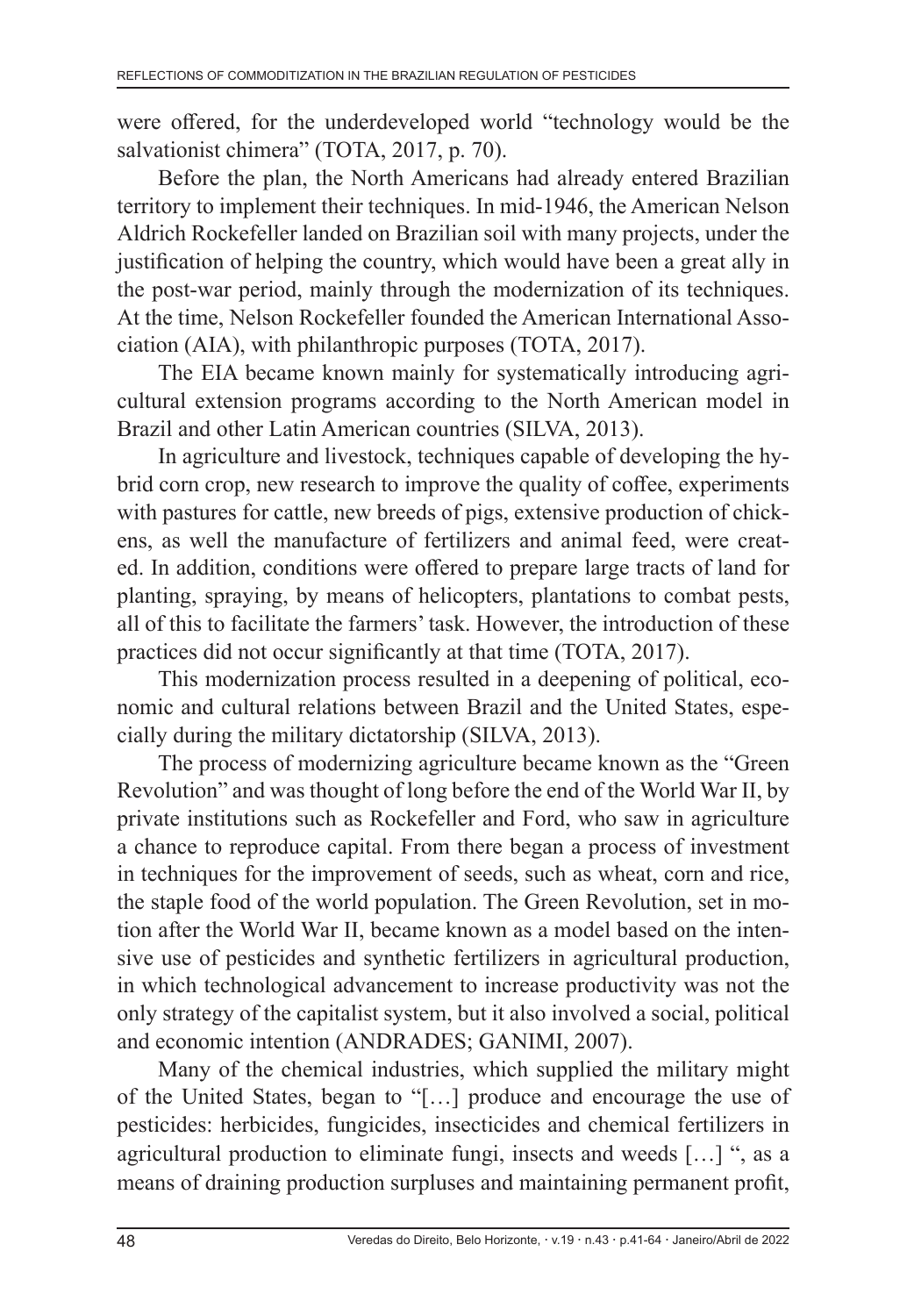were offered, for the underdeveloped world "technology would be the salvationist chimera" (TOTA, 2017, p. 70).

Before the plan, the North Americans had already entered Brazilian territory to implement their techniques. In mid-1946, the American Nelson Aldrich Rockefeller landed on Brazilian soil with many projects, under the justification of helping the country, which would have been a great ally in the post-war period, mainly through the modernization of its techniques. At the time, Nelson Rockefeller founded the American International Association (AIA), with philanthropic purposes (TOTA, 2017).

The EIA became known mainly for systematically introducing agricultural extension programs according to the North American model in Brazil and other Latin American countries (SILVA, 2013).

In agriculture and livestock, techniques capable of developing the hybrid corn crop, new research to improve the quality of coffee, experiments with pastures for cattle, new breeds of pigs, extensive production of chickens, as well the manufacture of fertilizers and animal feed, were created. In addition, conditions were offered to prepare large tracts of land for planting, spraying, by means of helicopters, plantations to combat pests, all of this to facilitate the farmers' task. However, the introduction of these practices did not occur significantly at that time (TOTA, 2017).

This modernization process resulted in a deepening of political, economic and cultural relations between Brazil and the United States, especially during the military dictatorship (SILVA, 2013).

The process of modernizing agriculture became known as the "Green Revolution" and was thought of long before the end of the World War II, by private institutions such as Rockefeller and Ford, who saw in agriculture a chance to reproduce capital. From there began a process of investment in techniques for the improvement of seeds, such as wheat, corn and rice, the staple food of the world population. The Green Revolution, set in motion after the World War II, became known as a model based on the intensive use of pesticides and synthetic fertilizers in agricultural production, in which technological advancement to increase productivity was not the only strategy of the capitalist system, but it also involved a social, political and economic intention (ANDRADES; GANIMI, 2007).

Many of the chemical industries, which supplied the military might of the United States, began to "[…] produce and encourage the use of pesticides: herbicides, fungicides, insecticides and chemical fertilizers in agricultural production to eliminate fungi, insects and weeds […] ", as a means of draining production surpluses and maintaining permanent profit,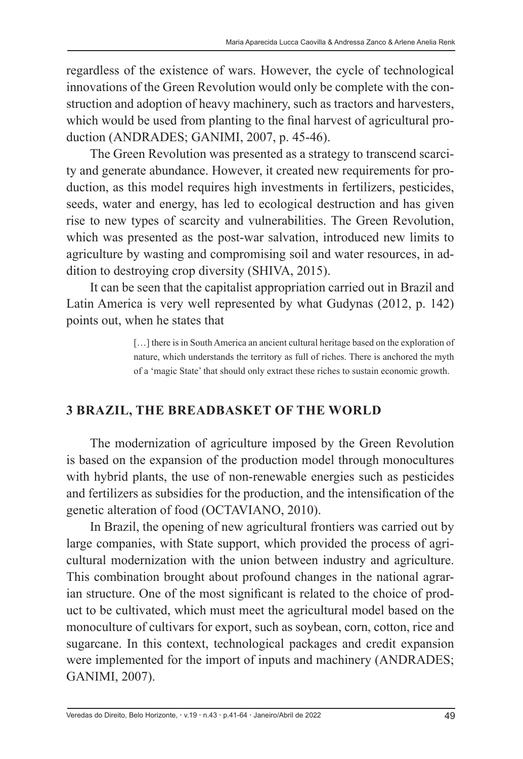regardless of the existence of wars. However, the cycle of technological innovations of the Green Revolution would only be complete with the construction and adoption of heavy machinery, such as tractors and harvesters, which would be used from planting to the final harvest of agricultural production (ANDRADES; GANIMI, 2007, p. 45-46).

The Green Revolution was presented as a strategy to transcend scarcity and generate abundance. However, it created new requirements for production, as this model requires high investments in fertilizers, pesticides, seeds, water and energy, has led to ecological destruction and has given rise to new types of scarcity and vulnerabilities. The Green Revolution, which was presented as the post-war salvation, introduced new limits to agriculture by wasting and compromising soil and water resources, in addition to destroying crop diversity (SHIVA, 2015).

It can be seen that the capitalist appropriation carried out in Brazil and Latin America is very well represented by what Gudynas (2012, p. 142) points out, when he states that

> […] there is in South America an ancient cultural heritage based on the exploration of nature, which understands the territory as full of riches. There is anchored the myth of a 'magic State' that should only extract these riches to sustain economic growth.

## 3 BRAZIL, THE BREADBASKET OF THE WORLD

The modernization of agriculture imposed by the Green Revolution is based on the expansion of the production model through monocultures with hybrid plants, the use of non-renewable energies such as pesticides and fertilizers as subsidies for the production, and the intensification of the genetic alteration of food (OCTAVIANO, 2010).

In Brazil, the opening of new agricultural frontiers was carried out by large companies, with State support, which provided the process of agricultural modernization with the union between industry and agriculture. This combination brought about profound changes in the national agrarian structure. One of the most significant is related to the choice of product to be cultivated, which must meet the agricultural model based on the monoculture of cultivars for export, such as soybean, corn, cotton, rice and sugarcane. In this context, technological packages and credit expansion were implemented for the import of inputs and machinery (ANDRADES; GANIMI, 2007).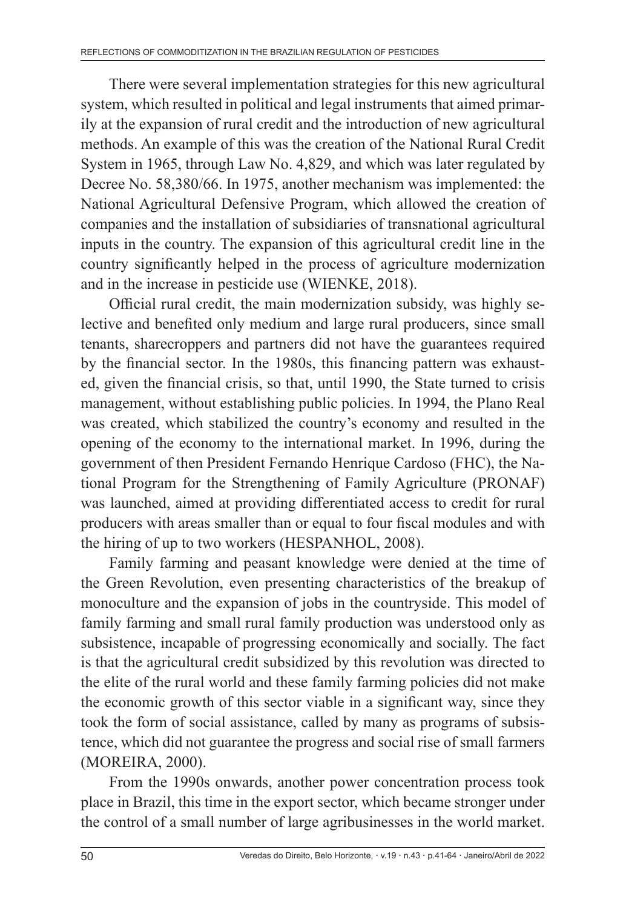There were several implementation strategies for this new agricultural system, which resulted in political and legal instruments that aimed primarily at the expansion of rural credit and the introduction of new agricultural methods. An example of this was the creation of the National Rural Credit System in 1965, through Law No. 4,829, and which was later regulated by Decree No. 58,380/66. In 1975, another mechanism was implemented: the National Agricultural Defensive Program, which allowed the creation of companies and the installation of subsidiaries of transnational agricultural inputs in the country. The expansion of this agricultural credit line in the country significantly helped in the process of agriculture modernization and in the increase in pesticide use (WIENKE, 2018).

Official rural credit, the main modernization subsidy, was highly selective and benefited only medium and large rural producers, since small tenants, sharecroppers and partners did not have the guarantees required by the financial sector. In the 1980s, this financing pattern was exhausted, given the financial crisis, so that, until 1990, the State turned to crisis management, without establishing public policies. In 1994, the Plano Real was created, which stabilized the country's economy and resulted in the opening of the economy to the international market. In 1996, during the government of then President Fernando Henrique Cardoso (FHC), the National Program for the Strengthening of Family Agriculture (PRONAF) was launched, aimed at providing differentiated access to credit for rural producers with areas smaller than or equal to four fiscal modules and with the hiring of up to two workers (HESPANHOL, 2008).

Family farming and peasant knowledge were denied at the time of the Green Revolution, even presenting characteristics of the breakup of monoculture and the expansion of jobs in the countryside. This model of family farming and small rural family production was understood only as subsistence, incapable of progressing economically and socially. The fact is that the agricultural credit subsidized by this revolution was directed to the elite of the rural world and these family farming policies did not make the economic growth of this sector viable in a significant way, since they took the form of social assistance, called by many as programs of subsistence, which did not guarantee the progress and social rise of small farmers (MOREIRA, 2000).

From the 1990s onwards, another power concentration process took place in Brazil, this time in the export sector, which became stronger under the control of a small number of large agribusinesses in the world market.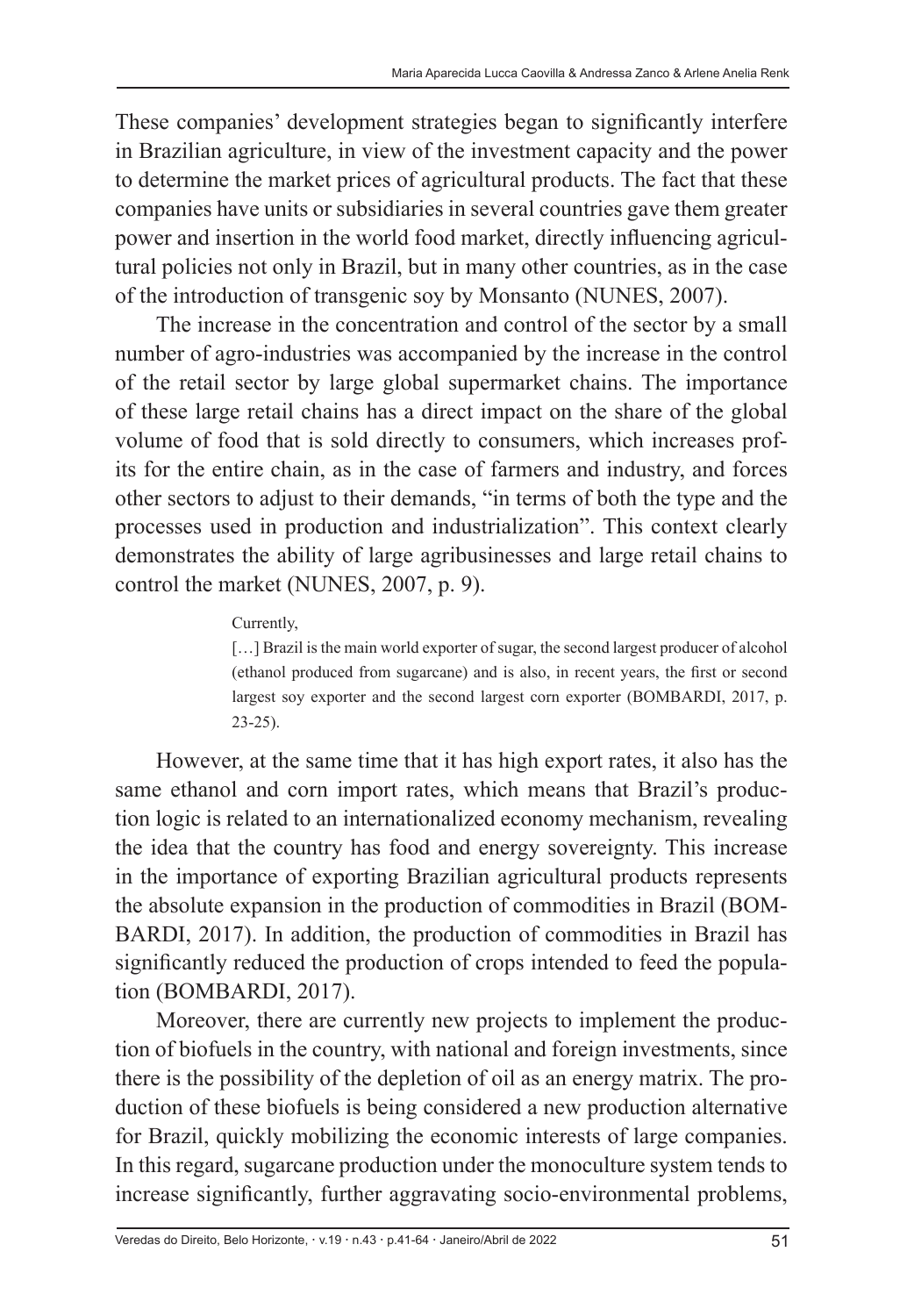These companies' development strategies began to significantly interfere in Brazilian agriculture, in view of the investment capacity and the power to determine the market prices of agricultural products. The fact that these companies have units or subsidiaries in several countries gave them greater power and insertion in the world food market, directly influencing agricultural policies not only in Brazil, but in many other countries, as in the case of the introduction of transgenic soy by Monsanto (NUNES, 2007).

The increase in the concentration and control of the sector by a small number of agro-industries was accompanied by the increase in the control of the retail sector by large global supermarket chains. The importance of these large retail chains has a direct impact on the share of the global volume of food that is sold directly to consumers, which increases profits for the entire chain, as in the case of farmers and industry, and forces other sectors to adjust to their demands, "in terms of both the type and the processes used in production and industrialization". This context clearly demonstrates the ability of large agribusinesses and large retail chains to control the market (NUNES, 2007, p. 9).

> Currently,
>
> […] Brazil is the main world exporter of sugar, the second largest producer of alcohol (ethanol produced from sugarcane) and is also, in recent years, the first or second largest soy exporter and the second largest corn exporter (BOMBARDI, 2017, p. 23-25).

However, at the same time that it has high export rates, it also has the same ethanol and corn import rates, which means that Brazil's production logic is related to an internationalized economy mechanism, revealing the idea that the country has food and energy sovereignty. This increase in the importance of exporting Brazilian agricultural products represents the absolute expansion in the production of commodities in Brazil (BOMBARDI, 2017). In addition, the production of commodities in Brazil has significantly reduced the production of crops intended to feed the population (BOMBARDI, 2017).

Moreover, there are currently new projects to implement the production of biofuels in the country, with national and foreign investments, since there is the possibility of the depletion of oil as an energy matrix. The production of these biofuels is being considered a new production alternative for Brazil, quickly mobilizing the economic interests of large companies. In this regard, sugarcane production under the monoculture system tends to increase significantly, further aggravating socio-environmental problems,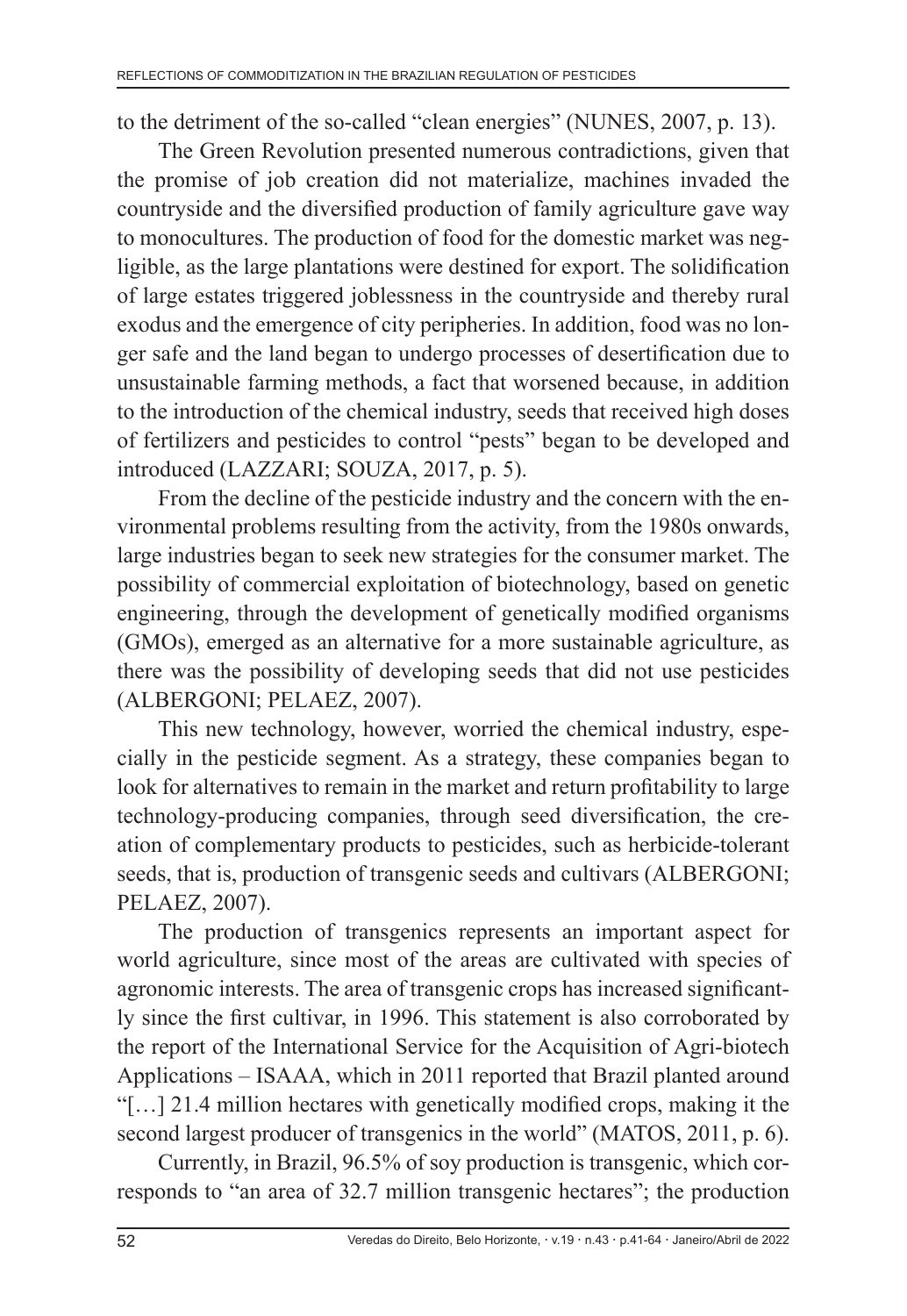to the detriment of the so-called "clean energies" (NUNES, 2007, p. 13).

The Green Revolution presented numerous contradictions, given that the promise of job creation did not materialize, machines invaded the countryside and the diversified production of family agriculture gave way to monocultures. The production of food for the domestic market was negligible, as the large plantations were destined for export. The solidification of large estates triggered joblessness in the countryside and thereby rural exodus and the emergence of city peripheries. In addition, food was no longer safe and the land began to undergo processes of desertification due to unsustainable farming methods, a fact that worsened because, in addition to the introduction of the chemical industry, seeds that received high doses of fertilizers and pesticides to control "pests" began to be developed and introduced (LAZZARI; SOUZA, 2017, p. 5).

From the decline of the pesticide industry and the concern with the environmental problems resulting from the activity, from the 1980s onwards, large industries began to seek new strategies for the consumer market. The possibility of commercial exploitation of biotechnology, based on genetic engineering, through the development of genetically modified organisms (GMOs), emerged as an alternative for a more sustainable agriculture, as there was the possibility of developing seeds that did not use pesticides (ALBERGONI; PELAEZ, 2007).

This new technology, however, worried the chemical industry, especially in the pesticide segment. As a strategy, these companies began to look for alternatives to remain in the market and return profitability to large technology-producing companies, through seed diversification, the creation of complementary products to pesticides, such as herbicide-tolerant seeds, that is, production of transgenic seeds and cultivars (ALBERGONI; PELAEZ, 2007).

The production of transgenics represents an important aspect for world agriculture, since most of the areas are cultivated with species of agronomic interests. The area of transgenic crops has increased significantly since the first cultivar, in 1996. This statement is also corroborated by the report of the International Service for the Acquisition of Agri-biotech Applications – ISAAA, which in 2011 reported that Brazil planted around "[…] 21.4 million hectares with genetically modified crops, making it the second largest producer of transgenics in the world" (MATOS, 2011, p. 6).

Currently, in Brazil, 96.5% of soy production is transgenic, which corresponds to "an area of 32.7 million transgenic hectares"; the production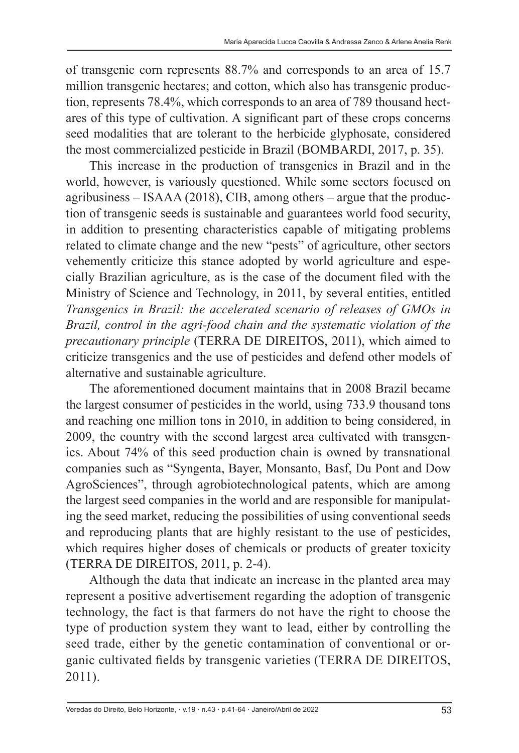of transgenic corn represents 88.7% and corresponds to an area of 15.7 million transgenic hectares; and cotton, which also has transgenic production, represents 78.4%, which corresponds to an area of 789 thousand hectares of this type of cultivation. A significant part of these crops concerns seed modalities that are tolerant to the herbicide glyphosate, considered the most commercialized pesticide in Brazil (BOMBARDI, 2017, p. 35).

This increase in the production of transgenics in Brazil and in the world, however, is variously questioned. While some sectors focused on agribusiness – ISAAA (2018), CIB, among others – argue that the production of transgenic seeds is sustainable and guarantees world food security, in addition to presenting characteristics capable of mitigating problems related to climate change and the new "pests" of agriculture, other sectors vehemently criticize this stance adopted by world agriculture and especially Brazilian agriculture, as is the case of the document filed with the Ministry of Science and Technology, in 2011, by several entities, entitled *Transgenics in Brazil: the accelerated scenario of releases of GMOs in Brazil, control in the agri-food chain and the systematic violation of the precautionary principle* (TERRA DE DIREITOS, 2011), which aimed to criticize transgenics and the use of pesticides and defend other models of alternative and sustainable agriculture.

The aforementioned document maintains that in 2008 Brazil became the largest consumer of pesticides in the world, using 733.9 thousand tons and reaching one million tons in 2010, in addition to being considered, in 2009, the country with the second largest area cultivated with transgenics. About 74% of this seed production chain is owned by transnational companies such as "Syngenta, Bayer, Monsanto, Basf, Du Pont and Dow AgroSciences", through agrobiotechnological patents, which are among the largest seed companies in the world and are responsible for manipulating the seed market, reducing the possibilities of using conventional seeds and reproducing plants that are highly resistant to the use of pesticides, which requires higher doses of chemicals or products of greater toxicity (TERRA DE DIREITOS, 2011, p. 2-4).

Although the data that indicate an increase in the planted area may represent a positive advertisement regarding the adoption of transgenic technology, the fact is that farmers do not have the right to choose the type of production system they want to lead, either by controlling the seed trade, either by the genetic contamination of conventional or organic cultivated fields by transgenic varieties (TERRA DE DIREITOS, 2011).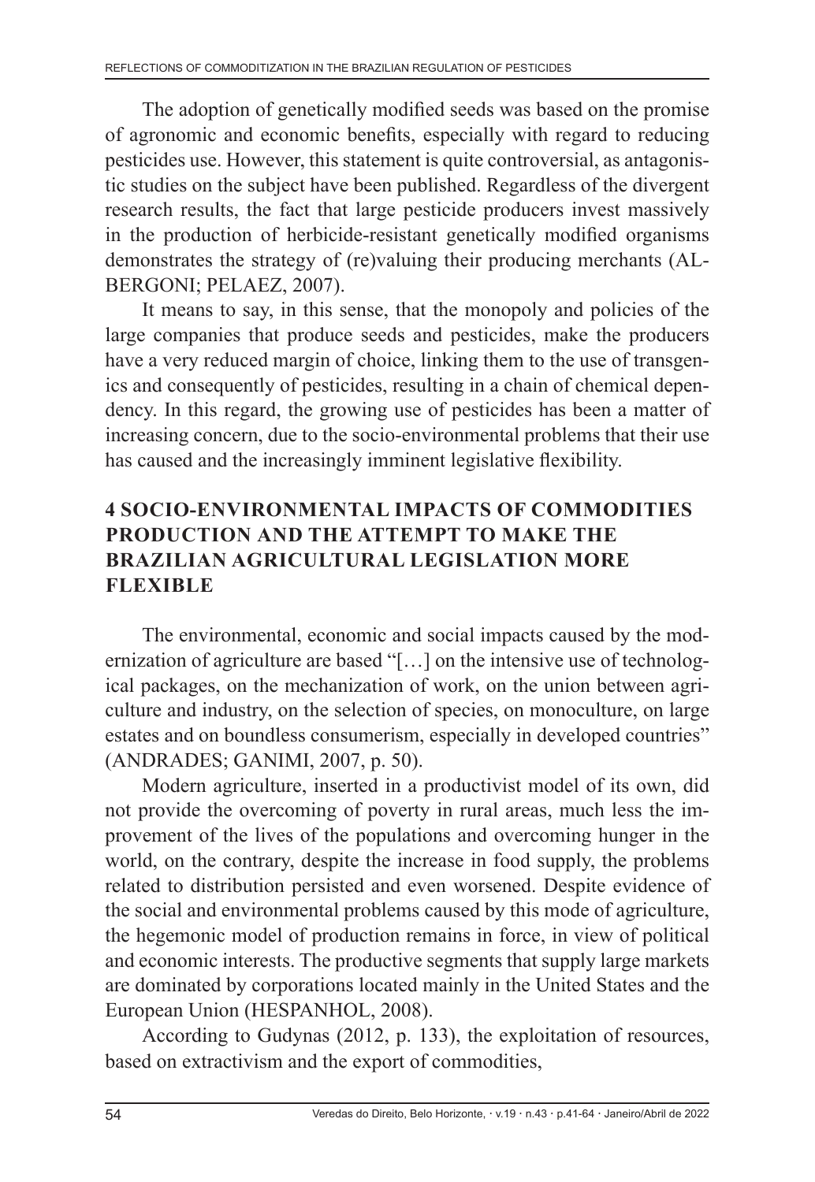The adoption of genetically modified seeds was based on the promise of agronomic and economic benefits, especially with regard to reducing pesticides use. However, this statement is quite controversial, as antagonistic studies on the subject have been published. Regardless of the divergent research results, the fact that large pesticide producers invest massively in the production of herbicide-resistant genetically modified organisms demonstrates the strategy of (re)valuing their producing merchants (ALBERGONI; PELAEZ, 2007).

It means to say, in this sense, that the monopoly and policies of the large companies that produce seeds and pesticides, make the producers have a very reduced margin of choice, linking them to the use of transgenics and consequently of pesticides, resulting in a chain of chemical dependency. In this regard, the growing use of pesticides has been a matter of increasing concern, due to the socio-environmental problems that their use has caused and the increasingly imminent legislative flexibility.

## 4 SOCIO-ENVIRONMENTAL IMPACTS OF COMMODITIES PRODUCTION AND THE ATTEMPT TO MAKE THE BRAZILIAN AGRICULTURAL LEGISLATION MORE FLEXIBLE

The environmental, economic and social impacts caused by the modernization of agriculture are based "[…] on the intensive use of technological packages, on the mechanization of work, on the union between agriculture and industry, on the selection of species, on monoculture, on large estates and on boundless consumerism, especially in developed countries" (ANDRADES; GANIMI, 2007, p. 50).

Modern agriculture, inserted in a productivist model of its own, did not provide the overcoming of poverty in rural areas, much less the improvement of the lives of the populations and overcoming hunger in the world, on the contrary, despite the increase in food supply, the problems related to distribution persisted and even worsened. Despite evidence of the social and environmental problems caused by this mode of agriculture, the hegemonic model of production remains in force, in view of political and economic interests. The productive segments that supply large markets are dominated by corporations located mainly in the United States and the European Union (HESPANHOL, 2008).

According to Gudynas (2012, p. 133), the exploitation of resources, based on extractivism and the export of commodities,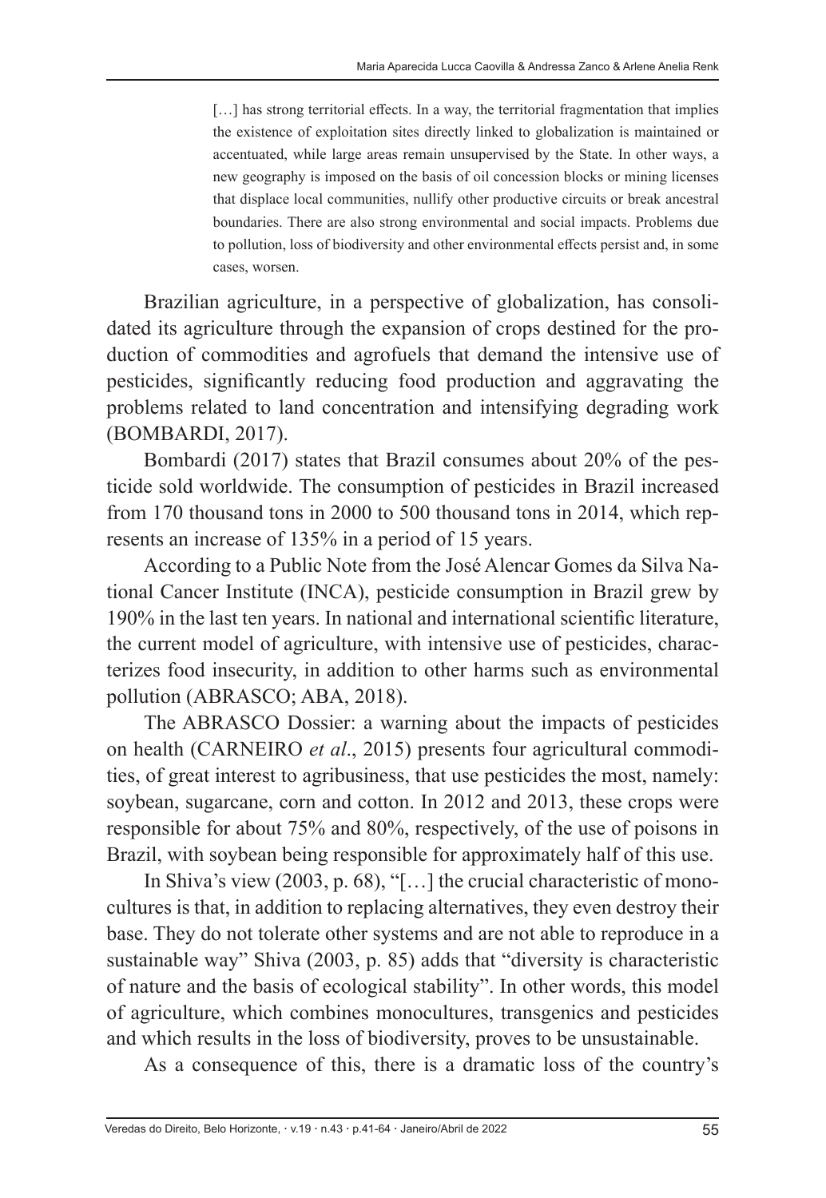> […] has strong territorial effects. In a way, the territorial fragmentation that implies the existence of exploitation sites directly linked to globalization is maintained or accentuated, while large areas remain unsupervised by the State. In other ways, a new geography is imposed on the basis of oil concession blocks or mining licenses that displace local communities, nullify other productive circuits or break ancestral boundaries. There are also strong environmental and social impacts. Problems due to pollution, loss of biodiversity and other environmental effects persist and, in some cases, worsen.

Brazilian agriculture, in a perspective of globalization, has consolidated its agriculture through the expansion of crops destined for the production of commodities and agrofuels that demand the intensive use of pesticides, significantly reducing food production and aggravating the problems related to land concentration and intensifying degrading work (BOMBARDI, 2017).

Bombardi (2017) states that Brazil consumes about 20% of the pesticide sold worldwide. The consumption of pesticides in Brazil increased from 170 thousand tons in 2000 to 500 thousand tons in 2014, which represents an increase of 135% in a period of 15 years.

According to a Public Note from the José Alencar Gomes da Silva National Cancer Institute (INCA), pesticide consumption in Brazil grew by 190% in the last ten years. In national and international scientific literature, the current model of agriculture, with intensive use of pesticides, characterizes food insecurity, in addition to other harms such as environmental pollution (ABRASCO; ABA, 2018).

The ABRASCO Dossier: a warning about the impacts of pesticides on health (CARNEIRO *et al*., 2015) presents four agricultural commodities, of great interest to agribusiness, that use pesticides the most, namely: soybean, sugarcane, corn and cotton. In 2012 and 2013, these crops were responsible for about 75% and 80%, respectively, of the use of poisons in Brazil, with soybean being responsible for approximately half of this use.

In Shiva's view (2003, p. 68), "[…] the crucial characteristic of monocultures is that, in addition to replacing alternatives, they even destroy their base. They do not tolerate other systems and are not able to reproduce in a sustainable way" Shiva (2003, p. 85) adds that "diversity is characteristic of nature and the basis of ecological stability". In other words, this model of agriculture, which combines monocultures, transgenics and pesticides and which results in the loss of biodiversity, proves to be unsustainable.

As a consequence of this, there is a dramatic loss of the country's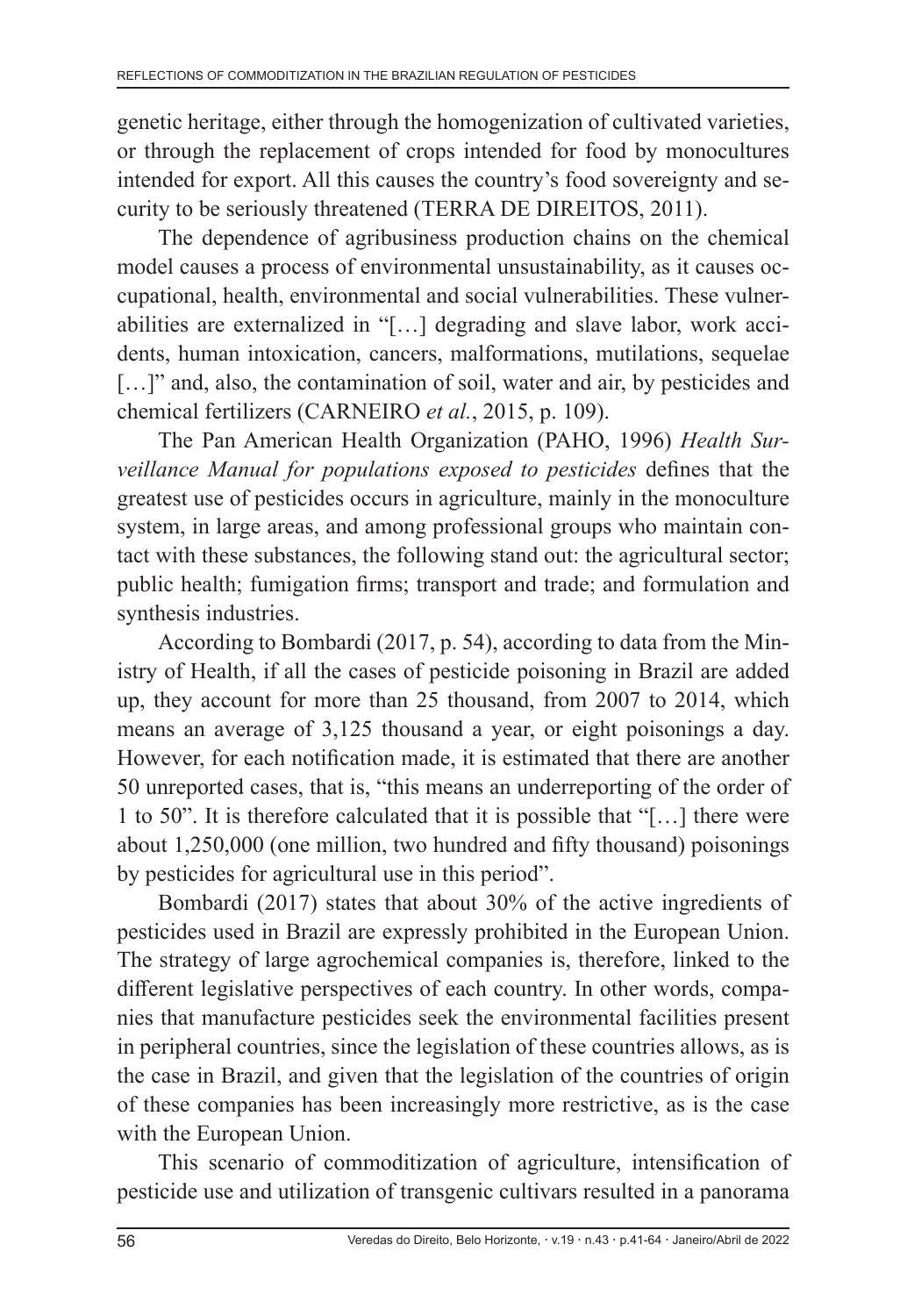genetic heritage, either through the homogenization of cultivated varieties, or through the replacement of crops intended for food by monocultures intended for export. All this causes the country's food sovereignty and security to be seriously threatened (TERRA DE DIREITOS, 2011).

The dependence of agribusiness production chains on the chemical model causes a process of environmental unsustainability, as it causes occupational, health, environmental and social vulnerabilities. These vulnerabilities are externalized in "[…] degrading and slave labor, work accidents, human intoxication, cancers, malformations, mutilations, sequelae […]" and, also, the contamination of soil, water and air, by pesticides and chemical fertilizers (CARNEIRO *et al.*, 2015, p. 109).

The Pan American Health Organization (PAHO, 1996) *Health Surveillance Manual for populations exposed to pesticides* defines that the greatest use of pesticides occurs in agriculture, mainly in the monoculture system, in large areas, and among professional groups who maintain contact with these substances, the following stand out: the agricultural sector; public health; fumigation firms; transport and trade; and formulation and synthesis industries.

According to Bombardi (2017, p. 54), according to data from the Ministry of Health, if all the cases of pesticide poisoning in Brazil are added up, they account for more than 25 thousand, from 2007 to 2014, which means an average of 3,125 thousand a year, or eight poisonings a day. However, for each notification made, it is estimated that there are another 50 unreported cases, that is, "this means an underreporting of the order of 1 to 50". It is therefore calculated that it is possible that "[…] there were about 1,250,000 (one million, two hundred and fifty thousand) poisonings by pesticides for agricultural use in this period".

Bombardi (2017) states that about 30% of the active ingredients of pesticides used in Brazil are expressly prohibited in the European Union. The strategy of large agrochemical companies is, therefore, linked to the different legislative perspectives of each country. In other words, companies that manufacture pesticides seek the environmental facilities present in peripheral countries, since the legislation of these countries allows, as is the case in Brazil, and given that the legislation of the countries of origin of these companies has been increasingly more restrictive, as is the case with the European Union.

This scenario of commoditization of agriculture, intensification of pesticide use and utilization of transgenic cultivars resulted in a panorama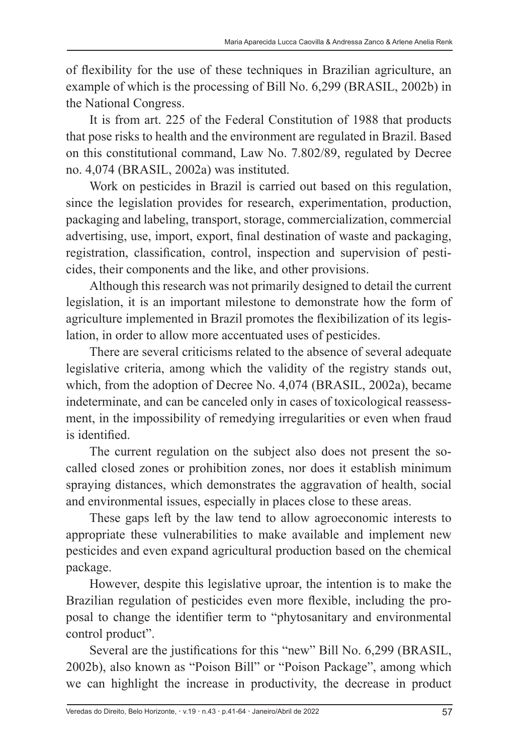of flexibility for the use of these techniques in Brazilian agriculture, an example of which is the processing of Bill No. 6,299 (BRASIL, 2002b) in the National Congress.

It is from art. 225 of the Federal Constitution of 1988 that products that pose risks to health and the environment are regulated in Brazil. Based on this constitutional command, Law No. 7.802/89, regulated by Decree no. 4,074 (BRASIL, 2002a) was instituted.

Work on pesticides in Brazil is carried out based on this regulation, since the legislation provides for research, experimentation, production, packaging and labeling, transport, storage, commercialization, commercial advertising, use, import, export, final destination of waste and packaging, registration, classification, control, inspection and supervision of pesticides, their components and the like, and other provisions.

Although this research was not primarily designed to detail the current legislation, it is an important milestone to demonstrate how the form of agriculture implemented in Brazil promotes the flexibilization of its legislation, in order to allow more accentuated uses of pesticides.

There are several criticisms related to the absence of several adequate legislative criteria, among which the validity of the registry stands out, which, from the adoption of Decree No. 4,074 (BRASIL, 2002a), became indeterminate, and can be canceled only in cases of toxicological reassessment, in the impossibility of remedying irregularities or even when fraud is identified.

The current regulation on the subject also does not present the so-called closed zones or prohibition zones, nor does it establish minimum spraying distances, which demonstrates the aggravation of health, social and environmental issues, especially in places close to these areas.

These gaps left by the law tend to allow agroeconomic interests to appropriate these vulnerabilities to make available and implement new pesticides and even expand agricultural production based on the chemical package.

However, despite this legislative uproar, the intention is to make the Brazilian regulation of pesticides even more flexible, including the proposal to change the identifier term to "phytosanitary and environmental control product".

Several are the justifications for this "new" Bill No. 6,299 (BRASIL, 2002b), also known as "Poison Bill" or "Poison Package", among which we can highlight the increase in productivity, the decrease in product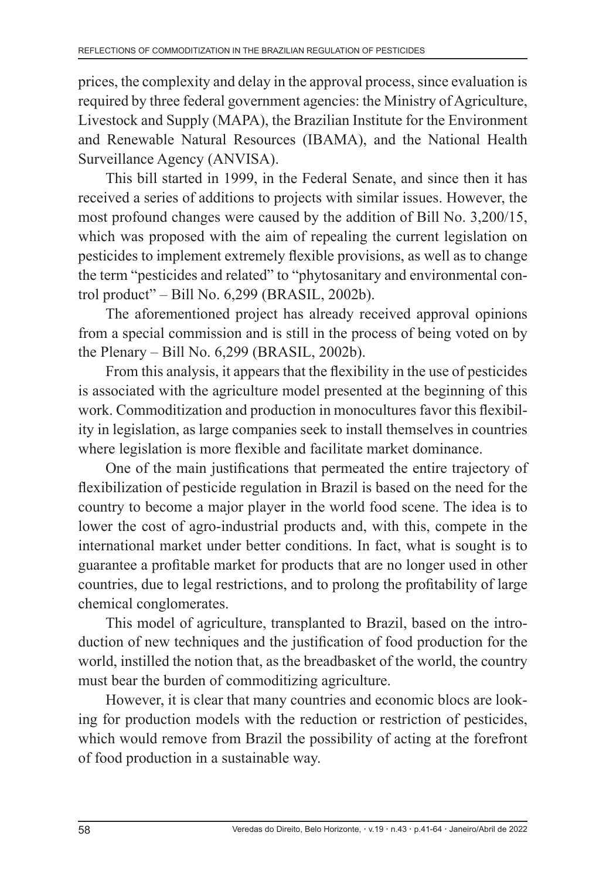prices, the complexity and delay in the approval process, since evaluation is required by three federal government agencies: the Ministry of Agriculture, Livestock and Supply (MAPA), the Brazilian Institute for the Environment and Renewable Natural Resources (IBAMA), and the National Health Surveillance Agency (ANVISA).

This bill started in 1999, in the Federal Senate, and since then it has received a series of additions to projects with similar issues. However, the most profound changes were caused by the addition of Bill No. 3,200/15, which was proposed with the aim of repealing the current legislation on pesticides to implement extremely flexible provisions, as well as to change the term "pesticides and related" to "phytosanitary and environmental control product" – Bill No. 6,299 (BRASIL, 2002b).

The aforementioned project has already received approval opinions from a special commission and is still in the process of being voted on by the Plenary – Bill No. 6,299 (BRASIL, 2002b).

From this analysis, it appears that the flexibility in the use of pesticides is associated with the agriculture model presented at the beginning of this work. Commoditization and production in monocultures favor this flexibility in legislation, as large companies seek to install themselves in countries where legislation is more flexible and facilitate market dominance.

One of the main justifications that permeated the entire trajectory of flexibilization of pesticide regulation in Brazil is based on the need for the country to become a major player in the world food scene. The idea is to lower the cost of agro-industrial products and, with this, compete in the international market under better conditions. In fact, what is sought is to guarantee a profitable market for products that are no longer used in other countries, due to legal restrictions, and to prolong the profitability of large chemical conglomerates.

This model of agriculture, transplanted to Brazil, based on the introduction of new techniques and the justification of food production for the world, instilled the notion that, as the breadbasket of the world, the country must bear the burden of commoditizing agriculture.

However, it is clear that many countries and economic blocs are looking for production models with the reduction or restriction of pesticides, which would remove from Brazil the possibility of acting at the forefront of food production in a sustainable way.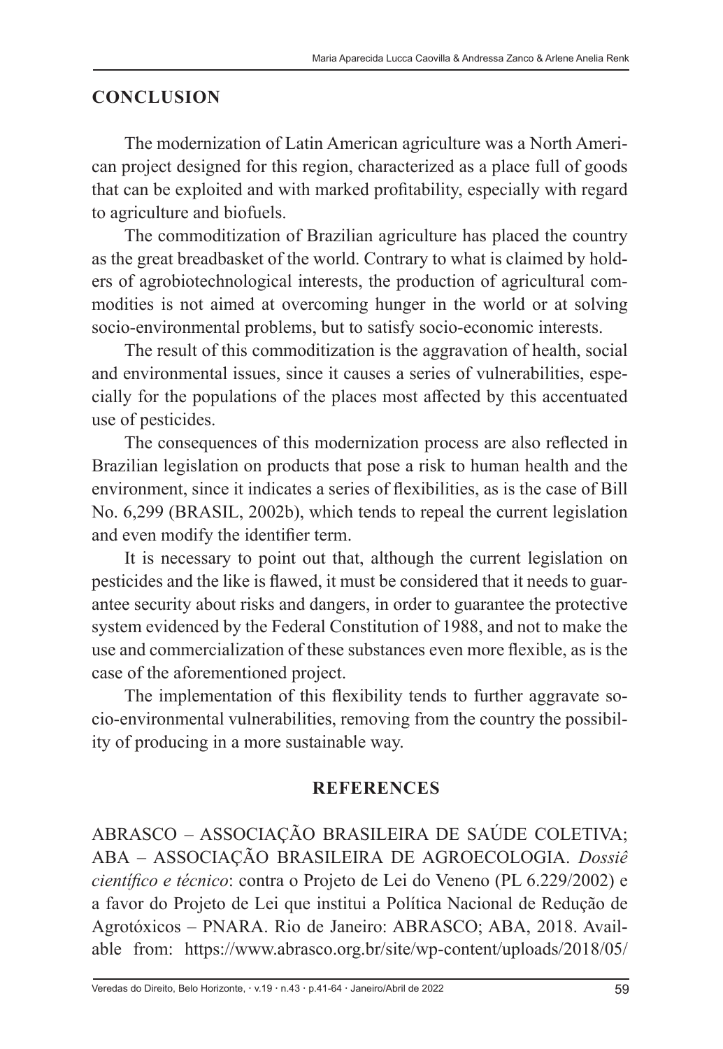## CONCLUSION

The modernization of Latin American agriculture was a North American project designed for this region, characterized as a place full of goods that can be exploited and with marked profitability, especially with regard to agriculture and biofuels.

The commoditization of Brazilian agriculture has placed the country as the great breadbasket of the world. Contrary to what is claimed by holders of agrobiotechnological interests, the production of agricultural commodities is not aimed at overcoming hunger in the world or at solving socio-environmental problems, but to satisfy socio-economic interests.

The result of this commoditization is the aggravation of health, social and environmental issues, since it causes a series of vulnerabilities, especially for the populations of the places most affected by this accentuated use of pesticides.

The consequences of this modernization process are also reflected in Brazilian legislation on products that pose a risk to human health and the environment, since it indicates a series of flexibilities, as is the case of Bill No. 6,299 (BRASIL, 2002b), which tends to repeal the current legislation and even modify the identifier term.

It is necessary to point out that, although the current legislation on pesticides and the like is flawed, it must be considered that it needs to guarantee security about risks and dangers, in order to guarantee the protective system evidenced by the Federal Constitution of 1988, and not to make the use and commercialization of these substances even more flexible, as is the case of the aforementioned project.

The implementation of this flexibility tends to further aggravate socio-environmental vulnerabilities, removing from the country the possibility of producing in a more sustainable way.

## REFERENCES

ABRASCO – ASSOCIAÇÃO BRASILEIRA DE SAÚDE COLETIVA; ABA – ASSOCIAÇÃO BRASILEIRA DE AGROECOLOGIA. *Dossiê científico e técnico*: contra o Projeto de Lei do Veneno (PL 6.229/2002) e a favor do Projeto de Lei que institui a Política Nacional de Redução de Agrotóxicos – PNARA. Rio de Janeiro: ABRASCO; ABA, 2018. Available from: https://www.abrasco.org.br/site/wp-content/uploads/2018/05/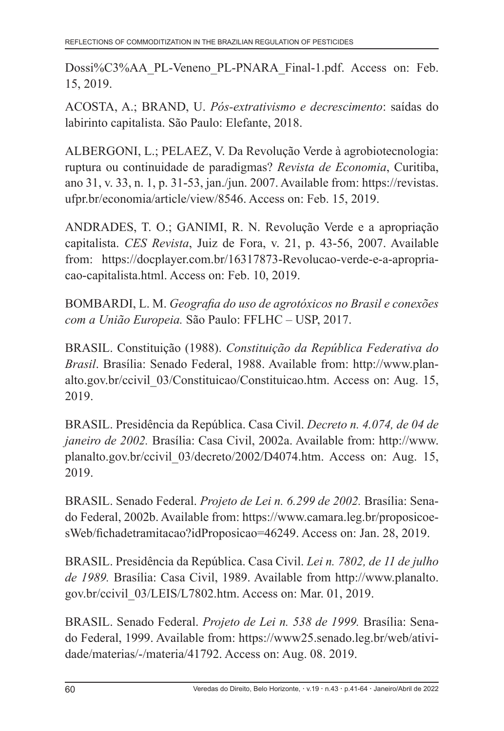Dossi%C3%AA_PL-Veneno_PL-PNARA_Final-1.pdf. Access on: Feb. 15, 2019.

ACOSTA, A.; BRAND, U. *Pós-extrativismo e decrescimento*: saídas do labirinto capitalista. São Paulo: Elefante, 2018.

ALBERGONI, L.; PELAEZ, V. Da Revolução Verde à agrobiotecnologia: ruptura ou continuidade de paradigmas? *Revista de Economia*, Curitiba, ano 31, v. 33, n. 1, p. 31-53, jan./jun. 2007. Available from: https://revistas.ufpr.br/economia/article/view/8546. Access on: Feb. 15, 2019.

ANDRADES, T. O.; GANIMI, R. N. Revolução Verde e a apropriação capitalista. *CES Revista*, Juiz de Fora, v. 21, p. 43-56, 2007. Available from: https://docplayer.com.br/16317873-Revolucao-verde-e-a-apropriacao-capitalista.html. Access on: Feb. 10, 2019.

BOMBARDI, L. M. *Geografia do uso de agrotóxicos no Brasil e conexões com a União Europeia.* São Paulo: FFLHC – USP, 2017.

BRASIL. Constituição (1988). *Constituição da República Federativa do Brasil*. Brasília: Senado Federal, 1988. Available from: http://www.planalto.gov.br/ccivil_03/Constituicao/Constituicao.htm. Access on: Aug. 15, 2019.

BRASIL. Presidência da República. Casa Civil. *Decreto n. 4.074, de 04 de janeiro de 2002.* Brasília: Casa Civil, 2002a. Available from: http://www.planalto.gov.br/ccivil_03/decreto/2002/D4074.htm. Access on: Aug. 15, 2019.

BRASIL. Senado Federal. *Projeto de Lei n. 6.299 de 2002.* Brasília: Senado Federal, 2002b. Available from: https://www.camara.leg.br/proposicoesWeb/fichadetramitacao?idProposicao=46249. Access on: Jan. 28, 2019.

BRASIL. Presidência da República. Casa Civil. *Lei n. 7802, de 11 de julho de 1989.* Brasília: Casa Civil, 1989. Available from http://www.planalto.gov.br/ccivil_03/LEIS/L7802.htm. Access on: Mar. 01, 2019.

BRASIL. Senado Federal. *Projeto de Lei n. 538 de 1999.* Brasília: Senado Federal, 1999. Available from: https://www25.senado.leg.br/web/atividade/materias/-/materia/41792. Access on: Aug. 08. 2019.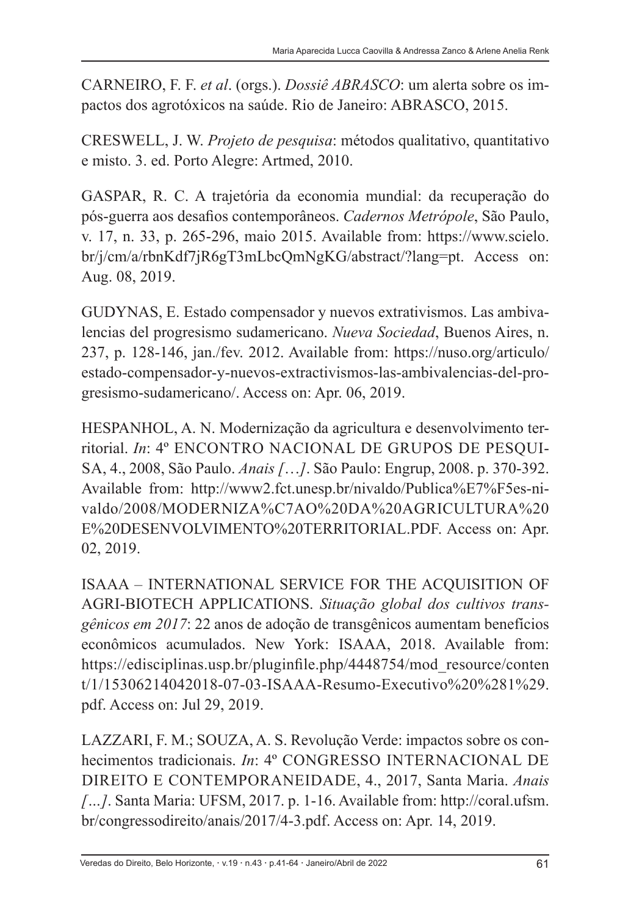CARNEIRO, F. F. *et al*. (orgs.). *Dossiê ABRASCO*: um alerta sobre os impactos dos agrotóxicos na saúde. Rio de Janeiro: ABRASCO, 2015.

CRESWELL, J. W. *Projeto de pesquisa*: métodos qualitativo, quantitativo e misto. 3. ed. Porto Alegre: Artmed, 2010.

GASPAR, R. C. A trajetória da economia mundial: da recuperação do pós-guerra aos desafios contemporâneos. *Cadernos Metrópole*, São Paulo, v. 17, n. 33, p. 265-296, maio 2015. Available from: https://www.scielo.br/j/cm/a/rbnKdf7jR6gT3mLbcQmNgKG/abstract/?lang=pt. Access on: Aug. 08, 2019.

GUDYNAS, E. Estado compensador y nuevos extrativismos. Las ambivalencias del progresismo sudamericano. *Nueva Sociedad*, Buenos Aires, n. 237, p. 128-146, jan./fev. 2012. Available from: https://nuso.org/articulo/estado-compensador-y-nuevos-extractivismos-las-ambivalencias-del-progresismo-sudamericano/. Access on: Apr. 06, 2019.

HESPANHOL, A. N. Modernização da agricultura e desenvolvimento territorial. *In*: 4º ENCONTRO NACIONAL DE GRUPOS DE PESQUISA, 4., 2008, São Paulo. *Anais […]*. São Paulo: Engrup, 2008. p. 370-392. Available from: http://www2.fct.unesp.br/nivaldo/Publica%E7%F5es-nivaldo/2008/MODERNIZA%C7AO%20DA%20AGRICULTURA%20E%20DESENVOLVIMENTO%20TERRITORIAL.PDF. Access on: Apr. 02, 2019.

ISAAA – INTERNATIONAL SERVICE FOR THE ACQUISITION OF AGRI-BIOTECH APPLICATIONS. *Situação global dos cultivos transgênicos em 2017*: 22 anos de adoção de transgênicos aumentam benefícios econômicos acumulados. New York: ISAAA, 2018. Available from: https://edisciplinas.usp.br/pluginfile.php/4448754/mod_resource/content/1/15306214042018-07-03-ISAAA-Resumo-Executivo%20%281%29.pdf. Access on: Jul 29, 2019.

LAZZARI, F. M.; SOUZA, A. S. Revolução Verde: impactos sobre os conhecimentos tradicionais. *In*: 4º CONGRESSO INTERNACIONAL DE DIREITO E CONTEMPORANEIDADE, 4., 2017, Santa Maria. *Anais [...]*. Santa Maria: UFSM, 2017. p. 1-16. Available from: http://coral.ufsm.br/congressodireito/anais/2017/4-3.pdf. Access on: Apr. 14, 2019.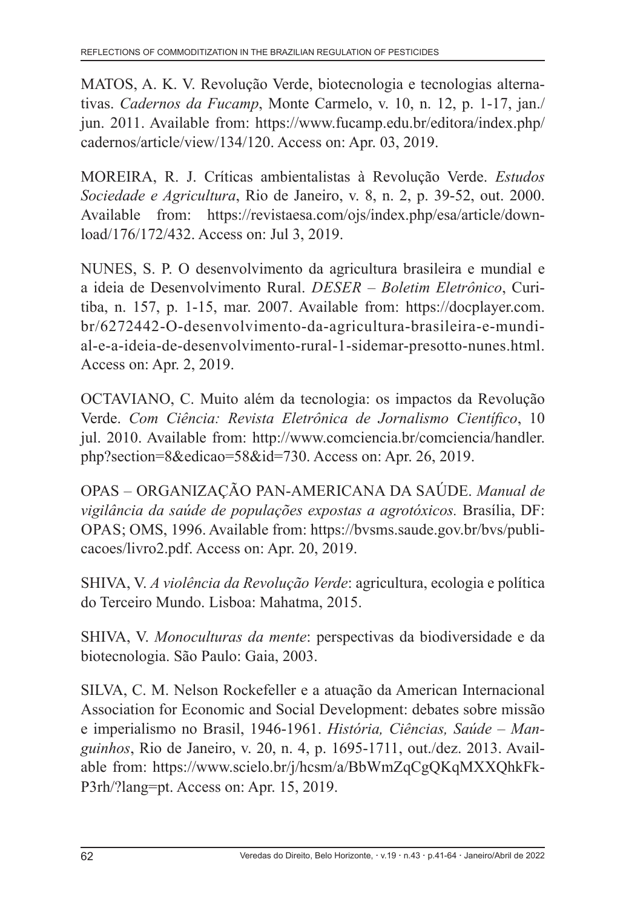MATOS, A. K. V. Revolução Verde, biotecnologia e tecnologias alternativas. *Cadernos da Fucamp*, Monte Carmelo, v. 10, n. 12, p. 1-17, jan./jun. 2011. Available from: https://www.fucamp.edu.br/editora/index.php/cadernos/article/view/134/120. Access on: Apr. 03, 2019.

MOREIRA, R. J. Críticas ambientalistas à Revolução Verde. *Estudos Sociedade e Agricultura*, Rio de Janeiro, v. 8, n. 2, p. 39-52, out. 2000. Available from: https://revistaesa.com/ojs/index.php/esa/article/download/176/172/432. Access on: Jul 3, 2019.

NUNES, S. P. O desenvolvimento da agricultura brasileira e mundial e a ideia de Desenvolvimento Rural. *DESER – Boletim Eletrônico*, Curitiba, n. 157, p. 1-15, mar. 2007. Available from: https://docplayer.com.br/6272442-O-desenvolvimento-da-agricultura-brasileira-e-mundial-e-a-ideia-de-desenvolvimento-rural-1-sidemar-presotto-nunes.html. Access on: Apr. 2, 2019.

OCTAVIANO, C. Muito além da tecnologia: os impactos da Revolução Verde. *Com Ciência: Revista Eletrônica de Jornalismo Científico*, 10 jul. 2010. Available from: http://www.comciencia.br/comciencia/handler.php?section=8&edicao=58&id=730. Access on: Apr. 26, 2019.

OPAS – ORGANIZAÇÃO PAN-AMERICANA DA SAÚDE. *Manual de vigilância da saúde de populações expostas a agrotóxicos.* Brasília, DF: OPAS; OMS, 1996. Available from: https://bvsms.saude.gov.br/bvs/publicacoes/livro2.pdf. Access on: Apr. 20, 2019.

SHIVA, V. *A violência da Revolução Verde*: agricultura, ecologia e política do Terceiro Mundo. Lisboa: Mahatma, 2015.

SHIVA, V. *Monoculturas da mente*: perspectivas da biodiversidade e da biotecnologia. São Paulo: Gaia, 2003.

SILVA, C. M. Nelson Rockefeller e a atuação da American Internacional Association for Economic and Social Development: debates sobre missão e imperialismo no Brasil, 1946-1961. *História, Ciências, Saúde – Manguinhos*, Rio de Janeiro, v. 20, n. 4, p. 1695-1711, out./dez. 2013. Available from: https://www.scielo.br/j/hcsm/a/BbWmZqCgQKqMXXQhkFkP3rh/?lang=pt. Access on: Apr. 15, 2019.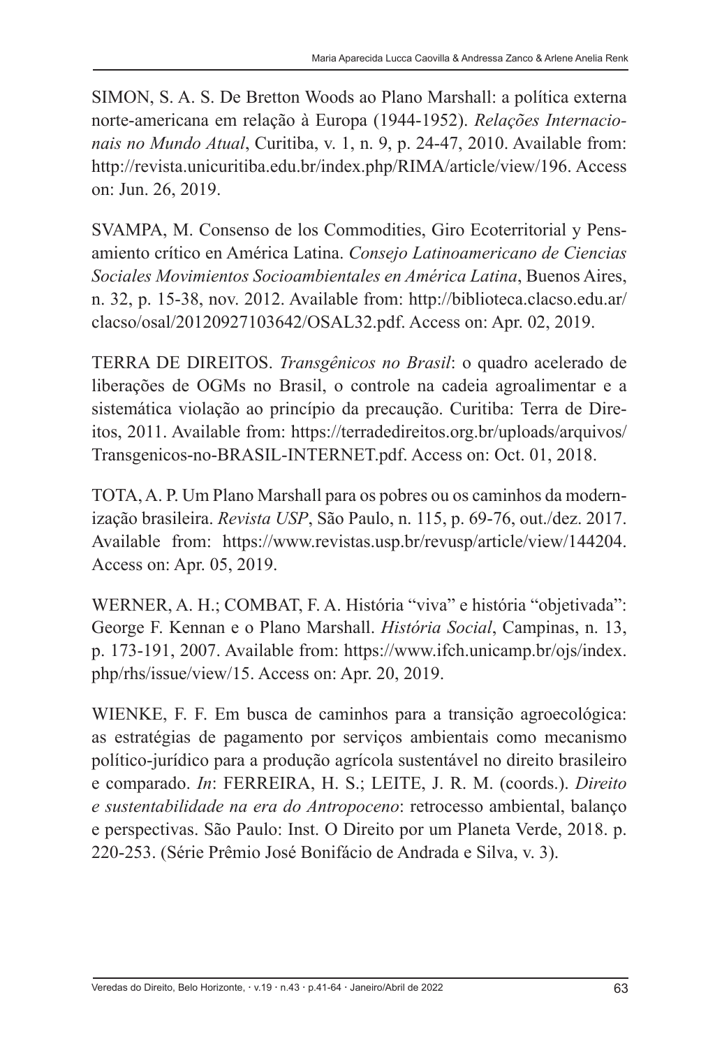SIMON, S. A. S. De Bretton Woods ao Plano Marshall: a política externa norte-americana em relação à Europa (1944-1952). *Relações Internacionais no Mundo Atual*, Curitiba, v. 1, n. 9, p. 24-47, 2010. Available from: http://revista.unicuritiba.edu.br/index.php/RIMA/article/view/196. Access on: Jun. 26, 2019.

SVAMPA, M. Consenso de los Commodities, Giro Ecoterritorial y Pensamiento crítico en América Latina. *Consejo Latinoamericano de Ciencias Sociales Movimientos Socioambientales en América Latina*, Buenos Aires, n. 32, p. 15-38, nov. 2012. Available from: http://biblioteca.clacso.edu.ar/clacso/osal/20120927103642/OSAL32.pdf. Access on: Apr. 02, 2019.

TERRA DE DIREITOS. *Transgênicos no Brasil*: o quadro acelerado de liberações de OGMs no Brasil, o controle na cadeia agroalimentar e a sistemática violação ao princípio da precaução. Curitiba: Terra de Direitos, 2011. Available from: https://terradedireitos.org.br/uploads/arquivos/Transgenicos-no-BRASIL-INTERNET.pdf. Access on: Oct. 01, 2018.

TOTA, A. P. Um Plano Marshall para os pobres ou os caminhos da modernização brasileira. *Revista USP*, São Paulo, n. 115, p. 69-76, out./dez. 2017. Available from: https://www.revistas.usp.br/revusp/article/view/144204. Access on: Apr. 05, 2019.

WERNER, A. H.; COMBAT, F. A. História "viva" e história "objetivada": George F. Kennan e o Plano Marshall. *História Social*, Campinas, n. 13, p. 173-191, 2007. Available from: https://www.ifch.unicamp.br/ojs/index.php/rhs/issue/view/15. Access on: Apr. 20, 2019.

WIENKE, F. F. Em busca de caminhos para a transição agroecológica: as estratégias de pagamento por serviços ambientais como mecanismo político-jurídico para a produção agrícola sustentável no direito brasileiro e comparado. *In*: FERREIRA, H. S.; LEITE, J. R. M. (coords.). *Direito e sustentabilidade na era do Antropoceno*: retrocesso ambiental, balanço e perspectivas. São Paulo: Inst. O Direito por um Planeta Verde, 2018. p. 220-253. (Série Prêmio José Bonifácio de Andrada e Silva, v. 3).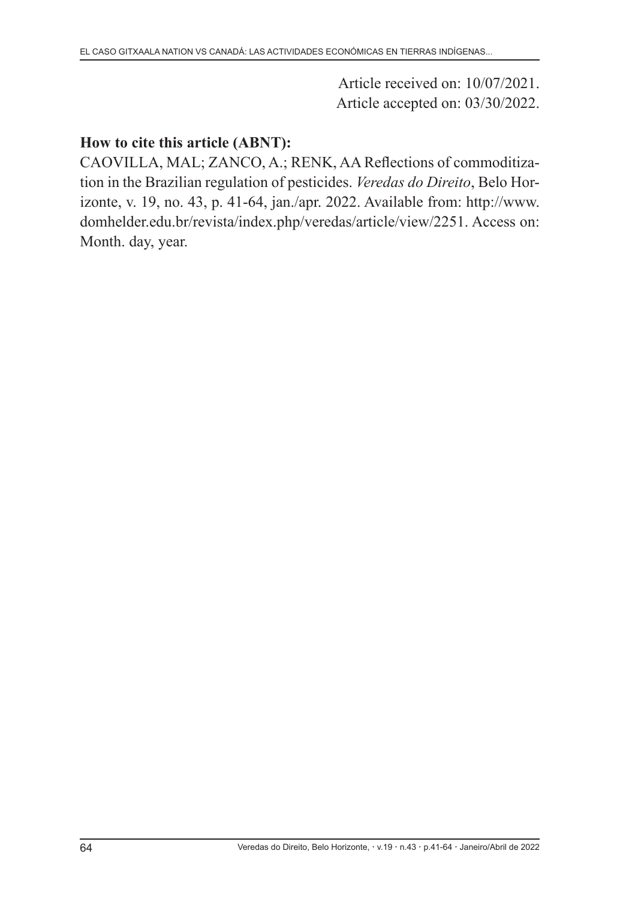Article received on: 10/07/2021.
Article accepted on: 03/30/2022.

**How to cite this article (ABNT):**

CAOVILLA, MAL; ZANCO, A.; RENK, AA Reflections of commoditization in the Brazilian regulation of pesticides. *Veredas do Direito*, Belo Horizonte, v. 19, no. 43, p. 41-64, jan./apr. 2022. Available from: http://www.domhelder.edu.br/revista/index.php/veredas/article/view/2251. Access on: Month. day, year.